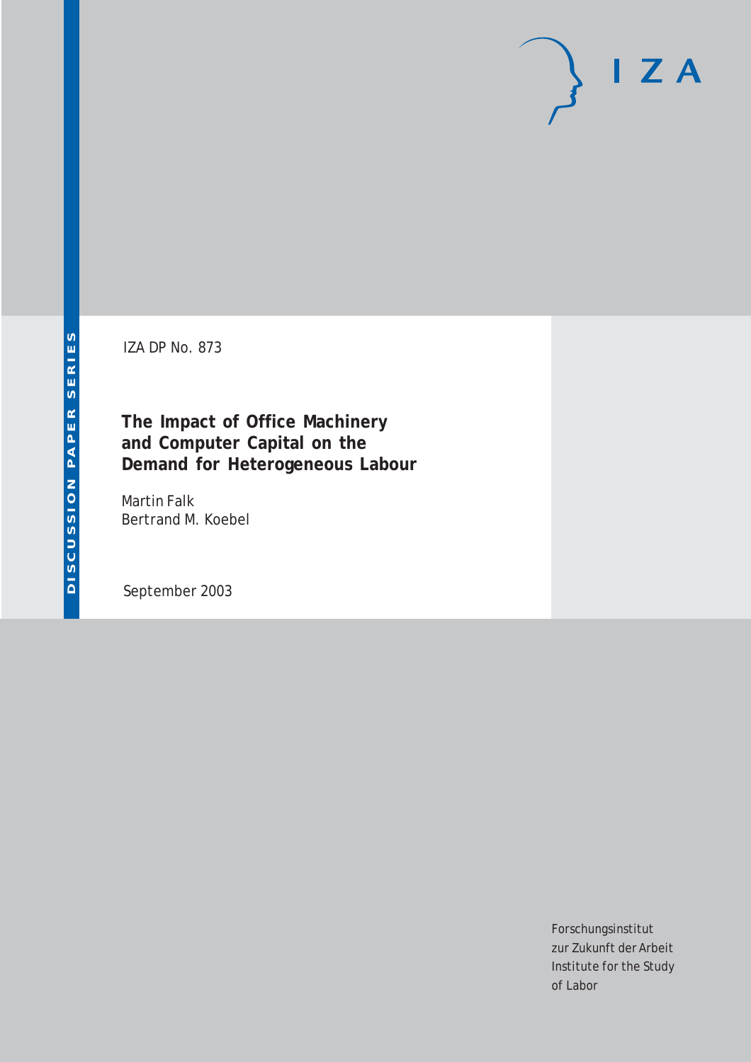IZA DP No. 873

# The Impact of Office Machinery and Computer Capital on the Demand for Heterogeneous Labour

Martin Falk
Bertrand M. Koebel

September 2003

DISCUSSION PAPER SERIES

IZA

Forschungsinstitut
zur Zukunft der Arbeit
Institute for the Study
of Labor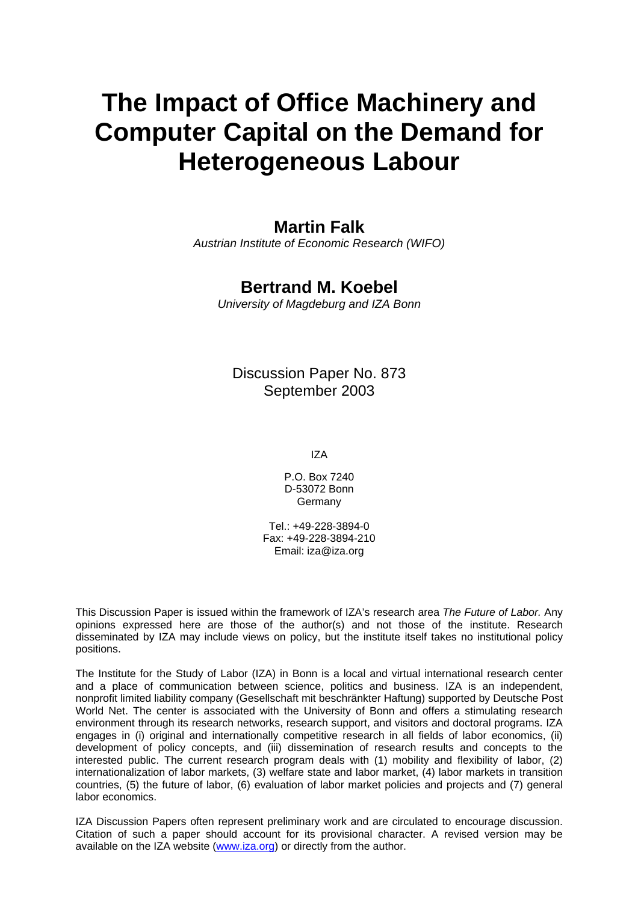# The Impact of Office Machinery and Computer Capital on the Demand for Heterogeneous Labour

## Martin Falk

*Austrian Institute of Economic Research (WIFO)*

## Bertrand M. Koebel

*University of Magdeburg and IZA Bonn*

Discussion Paper No. 873
September 2003

IZA

P.O. Box 7240
D-53072 Bonn
Germany

Tel.: +49-228-3894-0
Fax: +49-228-3894-210
Email: iza@iza.org

This Discussion Paper is issued within the framework of IZA's research area *The Future of Labor.* Any opinions expressed here are those of the author(s) and not those of the institute. Research disseminated by IZA may include views on policy, but the institute itself takes no institutional policy positions.

The Institute for the Study of Labor (IZA) in Bonn is a local and virtual international research center and a place of communication between science, politics and business. IZA is an independent, nonprofit limited liability company (Gesellschaft mit beschränkter Haftung) supported by Deutsche Post World Net. The center is associated with the University of Bonn and offers a stimulating research environment through its research networks, research support, and visitors and doctoral programs. IZA engages in (i) original and internationally competitive research in all fields of labor economics, (ii) development of policy concepts, and (iii) dissemination of research results and concepts to the interested public. The current research program deals with (1) mobility and flexibility of labor, (2) internationalization of labor markets, (3) welfare state and labor market, (4) labor markets in transition countries, (5) the future of labor, (6) evaluation of labor market policies and projects and (7) general labor economics.

IZA Discussion Papers often represent preliminary work and are circulated to encourage discussion. Citation of such a paper should account for its provisional character. A revised version may be available on the IZA website (www.iza.org) or directly from the author.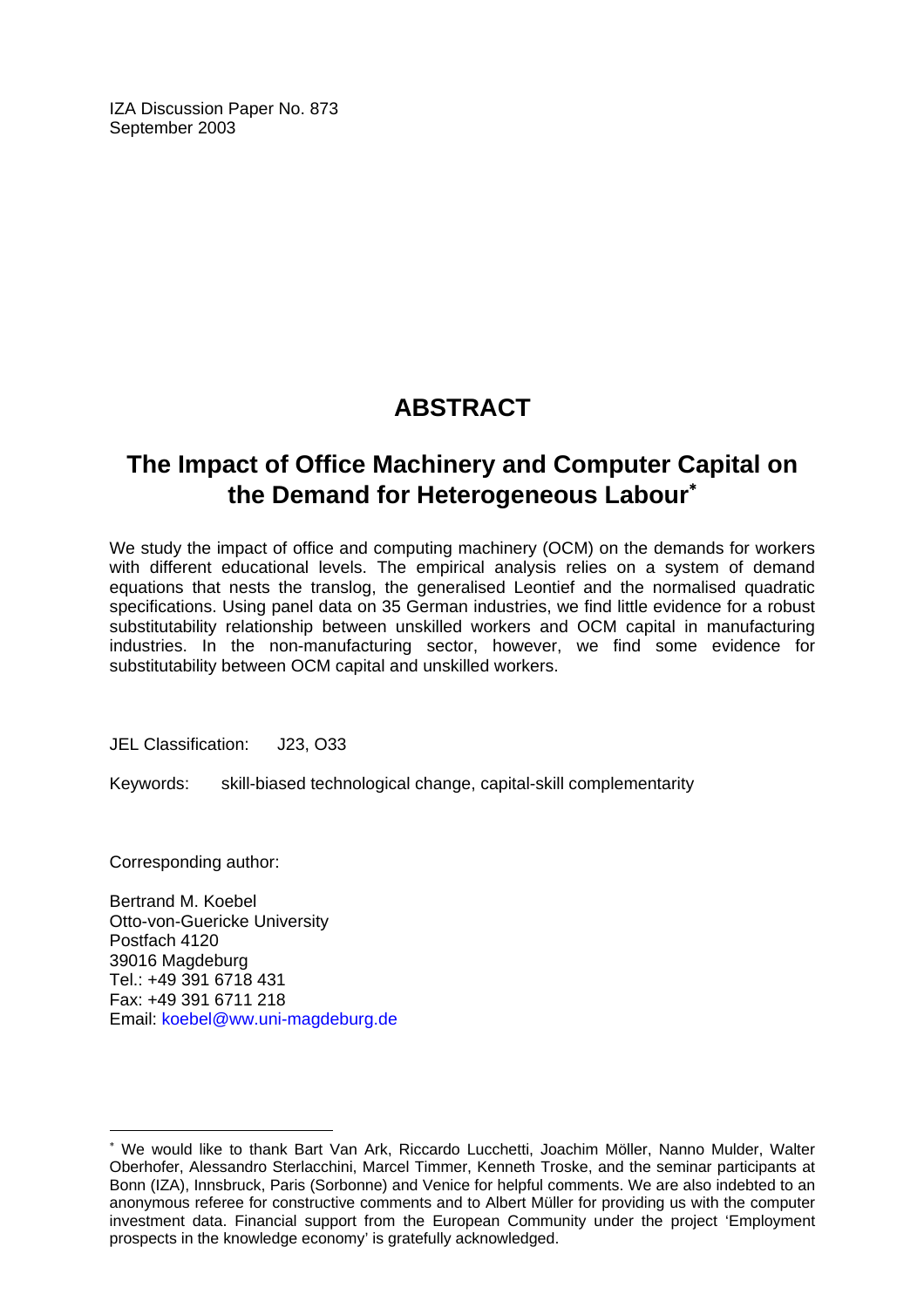IZA Discussion Paper No. 873
September 2003

# ABSTRACT

## The Impact of Office Machinery and Computer Capital on the Demand for Heterogeneous Labour*

We study the impact of office and computing machinery (OCM) on the demands for workers with different educational levels. The empirical analysis relies on a system of demand equations that nests the translog, the generalised Leontief and the normalised quadratic specifications. Using panel data on 35 German industries, we find little evidence for a robust substitutability relationship between unskilled workers and OCM capital in manufacturing industries. In the non-manufacturing sector, however, we find some evidence for substitutability between OCM capital and unskilled workers.

JEL Classification: J23, O33

Keywords: skill-biased technological change, capital-skill complementarity

Corresponding author:

Bertrand M. Koebel
Otto-von-Guericke University
Postfach 4120
39016 Magdeburg
Tel.: +49 391 6718 431
Fax: +49 391 6711 218
Email: koebel@ww.uni-magdeburg.de

---

* We would like to thank Bart Van Ark, Riccardo Lucchetti, Joachim Möller, Nanno Mulder, Walter Oberhofer, Alessandro Sterlacchini, Marcel Timmer, Kenneth Troske, and the seminar participants at Bonn (IZA), Innsbruck, Paris (Sorbonne) and Venice for helpful comments. We are also indebted to an anonymous referee for constructive comments and to Albert Müller for providing us with the computer investment data. Financial support from the European Community under the project 'Employment prospects in the knowledge economy' is gratefully acknowledged.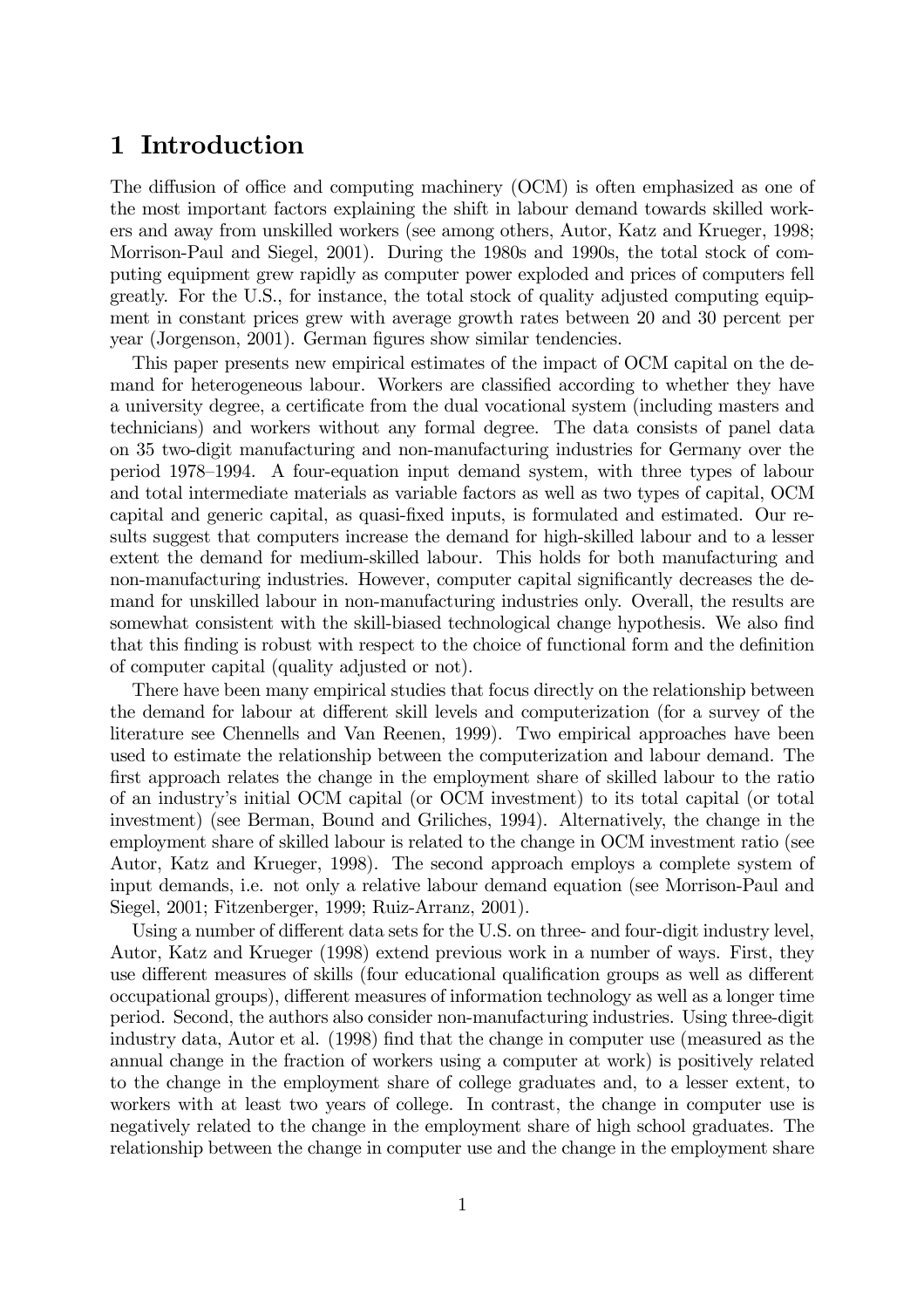# 1 Introduction

The diffusion of office and computing machinery (OCM) is often emphasized as one of the most important factors explaining the shift in labour demand towards skilled workers and away from unskilled workers (see among others, Autor, Katz and Krueger, 1998; Morrison-Paul and Siegel, 2001). During the 1980s and 1990s, the total stock of computing equipment grew rapidly as computer power exploded and prices of computers fell greatly. For the U.S., for instance, the total stock of quality adjusted computing equipment in constant prices grew with average growth rates between 20 and 30 percent per year (Jorgenson, 2001). German figures show similar tendencies.

This paper presents new empirical estimates of the impact of OCM capital on the demand for heterogeneous labour. Workers are classified according to whether they have a university degree, a certificate from the dual vocational system (including masters and technicians) and workers without any formal degree. The data consists of panel data on 35 two-digit manufacturing and non-manufacturing industries for Germany over the period 1978–1994. A four-equation input demand system, with three types of labour and total intermediate materials as variable factors as well as two types of capital, OCM capital and generic capital, as quasi-fixed inputs, is formulated and estimated. Our results suggest that computers increase the demand for high-skilled labour and to a lesser extent the demand for medium-skilled labour. This holds for both manufacturing and non-manufacturing industries. However, computer capital significantly decreases the demand for unskilled labour in non-manufacturing industries only. Overall, the results are somewhat consistent with the skill-biased technological change hypothesis. We also find that this finding is robust with respect to the choice of functional form and the definition of computer capital (quality adjusted or not).

There have been many empirical studies that focus directly on the relationship between the demand for labour at different skill levels and computerization (for a survey of the literature see Chennells and Van Reenen, 1999). Two empirical approaches have been used to estimate the relationship between the computerization and labour demand. The first approach relates the change in the employment share of skilled labour to the ratio of an industry's initial OCM capital (or OCM investment) to its total capital (or total investment) (see Berman, Bound and Griliches, 1994). Alternatively, the change in the employment share of skilled labour is related to the change in OCM investment ratio (see Autor, Katz and Krueger, 1998). The second approach employs a complete system of input demands, i.e. not only a relative labour demand equation (see Morrison-Paul and Siegel, 2001; Fitzenberger, 1999; Ruiz-Arranz, 2001).

Using a number of different data sets for the U.S. on three- and four-digit industry level, Autor, Katz and Krueger (1998) extend previous work in a number of ways. First, they use different measures of skills (four educational qualification groups as well as different occupational groups), different measures of information technology as well as a longer time period. Second, the authors also consider non-manufacturing industries. Using three-digit industry data, Autor et al. (1998) find that the change in computer use (measured as the annual change in the fraction of workers using a computer at work) is positively related to the change in the employment share of college graduates and, to a lesser extent, to workers with at least two years of college. In contrast, the change in computer use is negatively related to the change in the employment share of high school graduates. The relationship between the change in computer use and the change in the employment share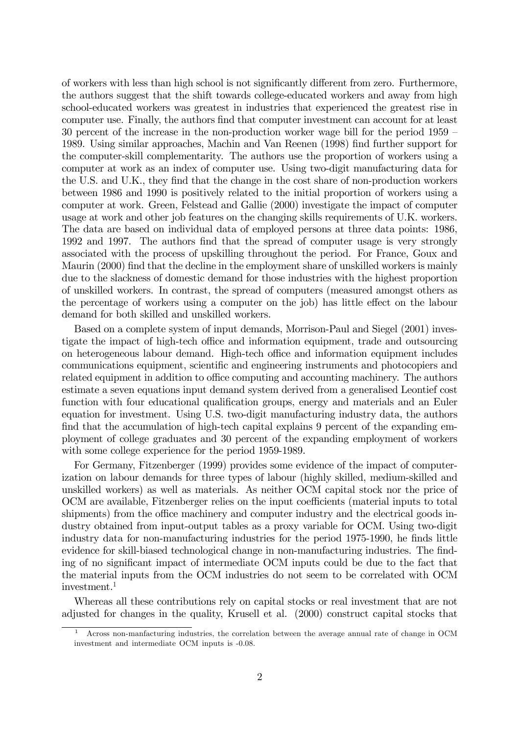of workers with less than high school is not significantly different from zero. Furthermore, the authors suggest that the shift towards college-educated workers and away from high school-educated workers was greatest in industries that experienced the greatest rise in computer use. Finally, the authors find that computer investment can account for at least 30 percent of the increase in the non-production worker wage bill for the period 1959 – 1989. Using similar approaches, Machin and Van Reenen (1998) find further support for the computer-skill complementarity. The authors use the proportion of workers using a computer at work as an index of computer use. Using two-digit manufacturing data for the U.S. and U.K., they find that the change in the cost share of non-production workers between 1986 and 1990 is positively related to the initial proportion of workers using a computer at work. Green, Felstead and Gallie (2000) investigate the impact of computer usage at work and other job features on the changing skills requirements of U.K. workers. The data are based on individual data of employed persons at three data points: 1986, 1992 and 1997. The authors find that the spread of computer usage is very strongly associated with the process of upskilling throughout the period. For France, Goux and Maurin (2000) find that the decline in the employment share of unskilled workers is mainly due to the slackness of domestic demand for those industries with the highest proportion of unskilled workers. In contrast, the spread of computers (measured amongst others as the percentage of workers using a computer on the job) has little effect on the labour demand for both skilled and unskilled workers.

Based on a complete system of input demands, Morrison-Paul and Siegel (2001) investigate the impact of high-tech office and information equipment, trade and outsourcing on heterogeneous labour demand. High-tech office and information equipment includes communications equipment, scientific and engineering instruments and photocopiers and related equipment in addition to office computing and accounting machinery. The authors estimate a seven equations input demand system derived from a generalised Leontief cost function with four educational qualification groups, energy and materials and an Euler equation for investment. Using U.S. two-digit manufacturing industry data, the authors find that the accumulation of high-tech capital explains 9 percent of the expanding employment of college graduates and 30 percent of the expanding employment of workers with some college experience for the period 1959-1989.

For Germany, Fitzenberger (1999) provides some evidence of the impact of computerization on labour demands for three types of labour (highly skilled, medium-skilled and unskilled workers) as well as materials. As neither OCM capital stock nor the price of OCM are available, Fitzenberger relies on the input coefficients (material inputs to total shipments) from the office machinery and computer industry and the electrical goods industry obtained from input-output tables as a proxy variable for OCM. Using two-digit industry data for non-manufacturing industries for the period 1975-1990, he finds little evidence for skill-biased technological change in non-manufacturing industries. The finding of no significant impact of intermediate OCM inputs could be due to the fact that the material inputs from the OCM industries do not seem to be correlated with OCM investment.[1]

Whereas all these contributions rely on capital stocks or real investment that are not adjusted for changes in the quality, Krusell et al. (2000) construct capital stocks that

[1] Across non-manfacturing industries, the correlation between the average annual rate of change in OCM investment and intermediate OCM inputs is -0.08.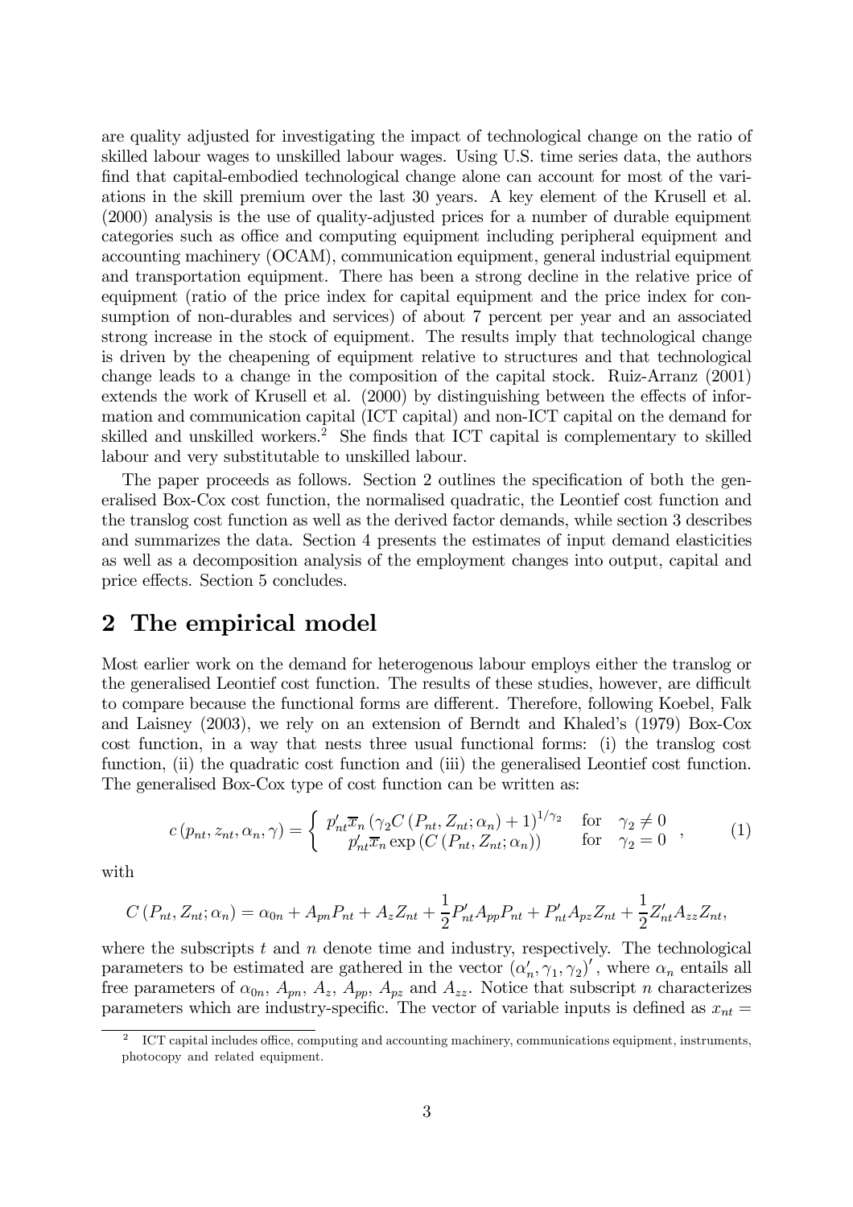are quality adjusted for investigating the impact of technological change on the ratio of skilled labour wages to unskilled labour wages. Using U.S. time series data, the authors find that capital-embodied technological change alone can account for most of the variations in the skill premium over the last 30 years. A key element of the Krusell et al. (2000) analysis is the use of quality-adjusted prices for a number of durable equipment categories such as office and computing equipment including peripheral equipment and accounting machinery (OCAM), communication equipment, general industrial equipment and transportation equipment. There has been a strong decline in the relative price of equipment (ratio of the price index for capital equipment and the price index for consumption of non-durables and services) of about 7 percent per year and an associated strong increase in the stock of equipment. The results imply that technological change is driven by the cheapening of equipment relative to structures and that technological change leads to a change in the composition of the capital stock. Ruiz-Arranz (2001) extends the work of Krusell et al. (2000) by distinguishing between the effects of information and communication capital (ICT capital) and non-ICT capital on the demand for skilled and unskilled workers.[2] She finds that ICT capital is complementary to skilled labour and very substitutable to unskilled labour.

The paper proceeds as follows. Section 2 outlines the specification of both the generalised Box-Cox cost function, the normalised quadratic, the Leontief cost function and the translog cost function as well as the derived factor demands, while section 3 describes and summarizes the data. Section 4 presents the estimates of input demand elasticities as well as a decomposition analysis of the employment changes into output, capital and price effects. Section 5 concludes.

## 2 The empirical model

Most earlier work on the demand for heterogenous labour employs either the translog or the generalised Leontief cost function. The results of these studies, however, are difficult to compare because the functional forms are different. Therefore, following Koebel, Falk and Laisney (2003), we rely on an extension of Berndt and Khaled's (1979) Box-Cox cost function, in a way that nests three usual functional forms: (i) the translog cost function, (ii) the quadratic cost function and (iii) the generalised Leontief cost function. The generalised Box-Cox type of cost function can be written as:

$$c\left(p_{nt}, z_{nt}, \alpha_n, \gamma\right) = \begin{cases} p_{nt}' \overline{x}_n \left(\gamma_2 C\left(P_{nt}, Z_{nt}; \alpha_n\right) + 1\right)^{1/\gamma_2} & \text{for} \quad \gamma_2 \neq 0 \\ p_{nt}' \overline{x}_n \exp\left(C\left(P_{nt}, Z_{nt}; \alpha_n\right)\right) & \text{for} \quad \gamma_2 = 0 \end{cases}, \tag{1}$$

with

$$C\left(P_{nt}, Z_{nt}; \alpha_n\right) = \alpha_{0n} + A_{pn} P_{nt} + A_z Z_{nt} + \frac{1}{2} P_{nt}' A_{pp} P_{nt} + P_{nt}' A_{pz} Z_{nt} + \frac{1}{2} Z_{nt}' A_{zz} Z_{nt},$$

where the subscripts $t$ and $n$ denote time and industry, respectively. The technological parameters to be estimated are gathered in the vector $\left(\alpha_n', \gamma_1, \gamma_2\right)'$, where $\alpha_n$ entails all free parameters of $\alpha_{0n}$, $A_{pn}$, $A_z$, $A_{pp}$, $A_{pz}$ and $A_{zz}$. Notice that subscript $n$ characterizes parameters which are industry-specific. The vector of variable inputs is defined as $x_{nt} =$

[2] ICT capital includes office, computing and accounting machinery, communications equipment, instruments, photocopy and related equipment.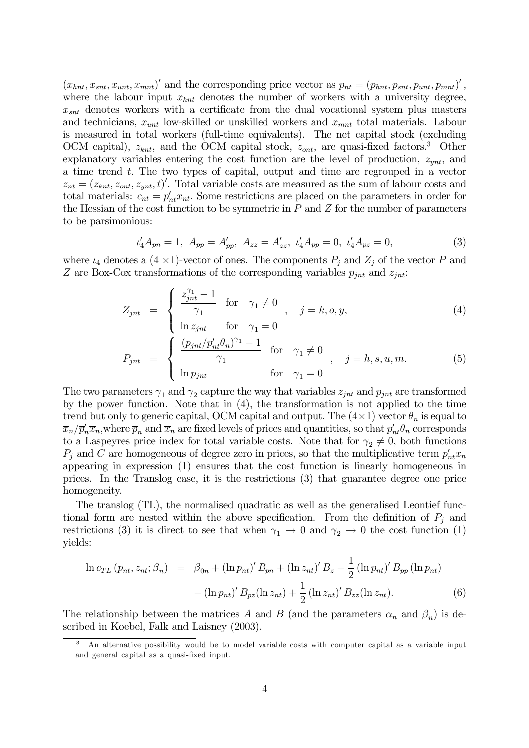$(x_{hnt}, x_{snt}, x_{unt}, x_{mnt})'$ and the corresponding price vector as $p_{nt} = (p_{hnt}, p_{snt}, p_{unt}, p_{mnt})'$, where the labour input $x_{hnt}$ denotes the number of workers with a university degree, $x_{snt}$ denotes workers with a certificate from the dual vocational system plus masters and technicians, $x_{unt}$ low-skilled or unskilled workers and $x_{mnt}$ total materials. Labour is measured in total workers (full-time equivalents). The net capital stock (excluding OCM capital), $z_{knt}$, and the OCM capital stock, $z_{ont}$, are quasi-fixed factors.[3] Other explanatory variables entering the cost function are the level of production, $z_{ynt}$, and a time trend $t$. The two types of capital, output and time are regrouped in a vector $z_{nt} = (z_{knt}, z_{ont}, z_{ynt}, t)'$. Total variable costs are measured as the sum of labour costs and total materials: $c_{nt} = p'_{nt}x_{nt}$. Some restrictions are placed on the parameters in order for the Hessian of the cost function to be symmetric in $P$ and $Z$ for the number of parameters to be parsimonious:

$$\iota'_4 A_{pn} = 1,\ A_{pp} = A'_{pp},\ A_{zz} = A'_{zz},\ \iota'_4 A_{pp} = 0,\ \iota'_4 A_{pz} = 0, \tag{3}$$

where $\iota_4$ denotes a $(4 \times 1)$-vector of ones. The components $P_j$ and $Z_j$ of the vector $P$ and $Z$ are Box-Cox transformations of the corresponding variables $p_{jnt}$ and $z_{jnt}$:

$$Z_{jnt} = \begin{cases} \dfrac{z_{jnt}^{\gamma_1} - 1}{\gamma_1} & \text{for} \quad \gamma_1 \neq 0 \\ \ln z_{jnt} & \text{for} \quad \gamma_1 = 0 \end{cases}, \quad j = k, o, y, \tag{4}$$

$$P_{jnt} = \begin{cases} \dfrac{(p_{jnt}/p'_{nt}\theta_n)^{\gamma_1} - 1}{\gamma_1} & \text{for} \quad \gamma_1 \neq 0 \\ \ln p_{jnt} & \text{for} \quad \gamma_1 = 0 \end{cases}, \quad j = h, s, u, m. \tag{5}$$

The two parameters $\gamma_1$ and $\gamma_2$ capture the way that variables $z_{jnt}$ and $p_{jnt}$ are transformed by the power function. Note that in (4), the transformation is not applied to the time trend but only to generic capital, OCM capital and output. The $(4 \times 1)$ vector $\theta_n$ is equal to $\overline{x}_n / \overline{p}'_n \overline{x}_n$, where $\overline{p}_n$ and $\overline{x}_n$ are fixed levels of prices and quantities, so that $p'_{nt}\theta_n$ corresponds to a Laspeyres price index for total variable costs. Note that for $\gamma_2 \neq 0$, both functions $P_j$ and $C$ are homogeneous of degree zero in prices, so that the multiplicative term $p'_{nt}\overline{x}_n$ appearing in expression (1) ensures that the cost function is linearly homogeneous in prices. In the Translog case, it is the restrictions (3) that guarantee degree one price homogeneity.

The translog (TL), the normalised quadratic as well as the generalised Leontief functional form are nested within the above specification. From the definition of $P_j$ and restrictions (3) it is direct to see that when $\gamma_1 \to 0$ and $\gamma_2 \to 0$ the cost function (1) yields:

$$\begin{aligned} \ln c_{TL}(p_{nt}, z_{nt}; \beta_n) &= \beta_{0n} + (\ln p_{nt})' B_{pn} + (\ln z_{nt})' B_z + \frac{1}{2} (\ln p_{nt})' B_{pp} (\ln p_{nt}) \\ &\quad + (\ln p_{nt})' B_{pz} (\ln z_{nt}) + \frac{1}{2} (\ln z_{nt})' B_{zz} (\ln z_{nt}). \end{aligned} \tag{6}$$

The relationship between the matrices $A$ and $B$ (and the parameters $\alpha_n$ and $\beta_n$) is described in Koebel, Falk and Laisney (2003).

---

[3] An alternative possibility would be to model variable costs with computer capital as a variable input and general capital as a quasi-fixed input.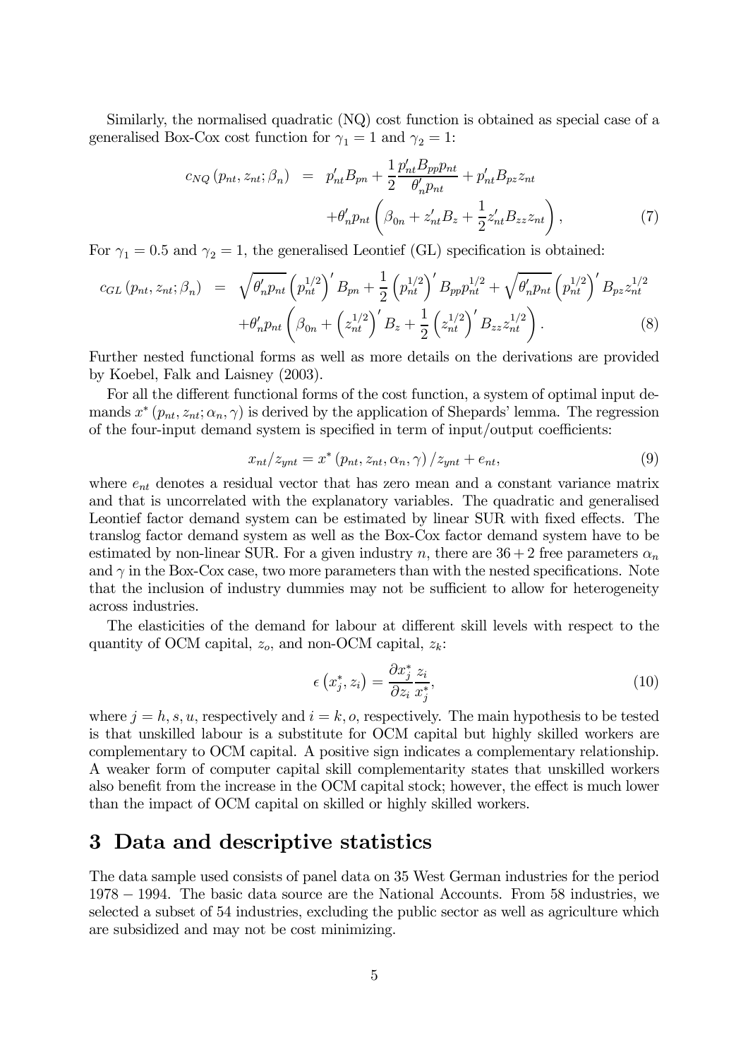Similarly, the normalised quadratic (NQ) cost function is obtained as special case of a generalised Box-Cox cost function for $\gamma_1 = 1$ and $\gamma_2 = 1$:

$$
\begin{aligned}
c_{NQ}\left(p_{nt}, z_{nt}; \beta_n\right) &= p_{nt}' B_{pn} + \frac{1}{2}\frac{p_{nt}' B_{pp} p_{nt}}{\theta_n' p_{nt}} + p_{nt}' B_{pz} z_{nt} \\
&\quad + \theta_n' p_{nt}\left(\beta_{0n} + z_{nt}' B_z + \frac{1}{2} z_{nt}' B_{zz} z_{nt}\right), \qquad (7)
\end{aligned}
$$

For $\gamma_1 = 0.5$ and $\gamma_2 = 1$, the generalised Leontief (GL) specification is obtained:

$$
\begin{aligned}
c_{GL}\left(p_{nt}, z_{nt}; \beta_n\right) &= \sqrt{\theta_n' p_{nt}}\left(p_{nt}^{1/2}\right)' B_{pn} + \frac{1}{2}\left(p_{nt}^{1/2}\right)' B_{pp} p_{nt}^{1/2} + \sqrt{\theta_n' p_{nt}}\left(p_{nt}^{1/2}\right)' B_{pz} z_{nt}^{1/2} \\
&\quad + \theta_n' p_{nt}\left(\beta_{0n} + \left(z_{nt}^{1/2}\right)' B_z + \frac{1}{2}\left(z_{nt}^{1/2}\right)' B_{zz} z_{nt}^{1/2}\right). \qquad (8)
\end{aligned}
$$

Further nested functional forms as well as more details on the derivations are provided by Koebel, Falk and Laisney (2003).

For all the different functional forms of the cost function, a system of optimal input demands $x^*\left(p_{nt}, z_{nt}; \alpha_n, \gamma\right)$ is derived by the application of Shepards' lemma. The regression of the four-input demand system is specified in term of input/output coefficients:

$$
x_{nt}/z_{ynt} = x^*\left(p_{nt}, z_{nt}, \alpha_n, \gamma\right)/z_{ynt} + e_{nt}, \qquad (9)
$$

where $e_{nt}$ denotes a residual vector that has zero mean and a constant variance matrix and that is uncorrelated with the explanatory variables. The quadratic and generalised Leontief factor demand system can be estimated by linear SUR with fixed effects. The translog factor demand system as well as the Box-Cox factor demand system have to be estimated by non-linear SUR. For a given industry $n$, there are $36 + 2$ free parameters $\alpha_n$ and $\gamma$ in the Box-Cox case, two more parameters than with the nested specifications. Note that the inclusion of industry dummies may not be sufficient to allow for heterogeneity across industries.

The elasticities of the demand for labour at different skill levels with respect to the quantity of OCM capital, $z_o$, and non-OCM capital, $z_k$:

$$
\epsilon\left(x_j^*, z_i\right) = \frac{\partial x_j^*}{\partial z_i}\frac{z_i}{x_j^*}, \qquad (10)
$$

where $j = h, s, u$, respectively and $i = k, o$, respectively. The main hypothesis to be tested is that unskilled labour is a substitute for OCM capital but highly skilled workers are complementary to OCM capital. A positive sign indicates a complementary relationship. A weaker form of computer capital skill complementarity states that unskilled workers also benefit from the increase in the OCM capital stock; however, the effect is much lower than the impact of OCM capital on skilled or highly skilled workers.

# 3 Data and descriptive statistics

The data sample used consists of panel data on 35 West German industries for the period $1978 - 1994$. The basic data source are the National Accounts. From 58 industries, we selected a subset of 54 industries, excluding the public sector as well as agriculture which are subsidized and may not be cost minimizing.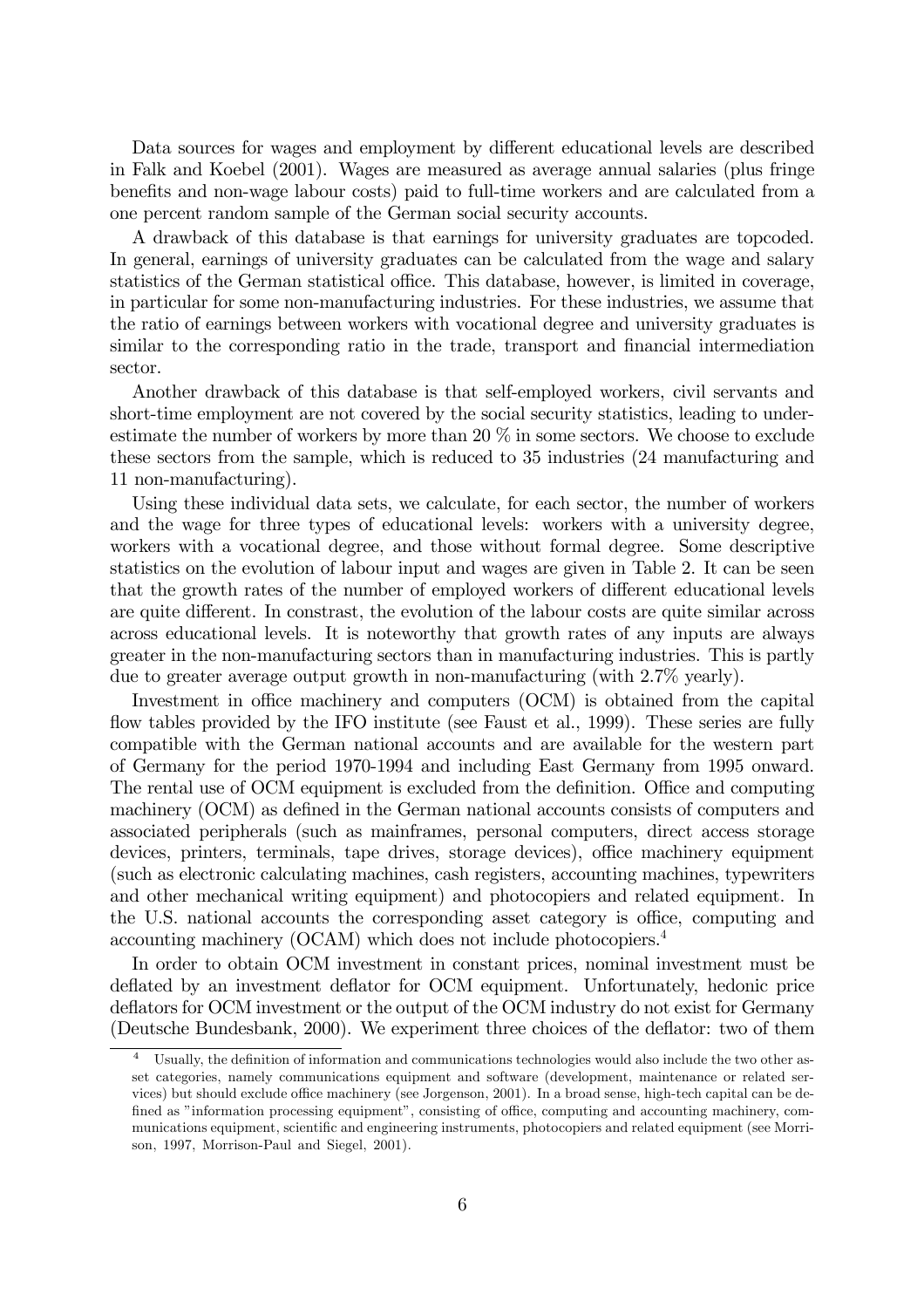Data sources for wages and employment by different educational levels are described in Falk and Koebel (2001). Wages are measured as average annual salaries (plus fringe benefits and non-wage labour costs) paid to full-time workers and are calculated from a one percent random sample of the German social security accounts.

A drawback of this database is that earnings for university graduates are topcoded. In general, earnings of university graduates can be calculated from the wage and salary statistics of the German statistical office. This database, however, is limited in coverage, in particular for some non-manufacturing industries. For these industries, we assume that the ratio of earnings between workers with vocational degree and university graduates is similar to the corresponding ratio in the trade, transport and financial intermediation sector.

Another drawback of this database is that self-employed workers, civil servants and short-time employment are not covered by the social security statistics, leading to underestimate the number of workers by more than 20 % in some sectors. We choose to exclude these sectors from the sample, which is reduced to 35 industries (24 manufacturing and 11 non-manufacturing).

Using these individual data sets, we calculate, for each sector, the number of workers and the wage for three types of educational levels: workers with a university degree, workers with a vocational degree, and those without formal degree. Some descriptive statistics on the evolution of labour input and wages are given in Table 2. It can be seen that the growth rates of the number of employed workers of different educational levels are quite different. In constrast, the evolution of the labour costs are quite similar across across educational levels. It is noteworthy that growth rates of any inputs are always greater in the non-manufacturing sectors than in manufacturing industries. This is partly due to greater average output growth in non-manufacturing (with 2.7% yearly).

Investment in office machinery and computers (OCM) is obtained from the capital flow tables provided by the IFO institute (see Faust et al., 1999). These series are fully compatible with the German national accounts and are available for the western part of Germany for the period 1970-1994 and including East Germany from 1995 onward. The rental use of OCM equipment is excluded from the definition. Office and computing machinery (OCM) as defined in the German national accounts consists of computers and associated peripherals (such as mainframes, personal computers, direct access storage devices, printers, terminals, tape drives, storage devices), office machinery equipment (such as electronic calculating machines, cash registers, accounting machines, typewriters and other mechanical writing equipment) and photocopiers and related equipment. In the U.S. national accounts the corresponding asset category is office, computing and accounting machinery (OCAM) which does not include photocopiers.[4]

In order to obtain OCM investment in constant prices, nominal investment must be deflated by an investment deflator for OCM equipment. Unfortunately, hedonic price deflators for OCM investment or the output of the OCM industry do not exist for Germany (Deutsche Bundesbank, 2000). We experiment three choices of the deflator: two of them

[4] Usually, the definition of information and communications technologies would also include the two other asset categories, namely communications equipment and software (development, maintenance or related services) but should exclude office machinery (see Jorgenson, 2001). In a broad sense, high-tech capital can be defined as "information processing equipment", consisting of office, computing and accounting machinery, communications equipment, scientific and engineering instruments, photocopiers and related equipment (see Morrison, 1997, Morrison-Paul and Siegel, 2001).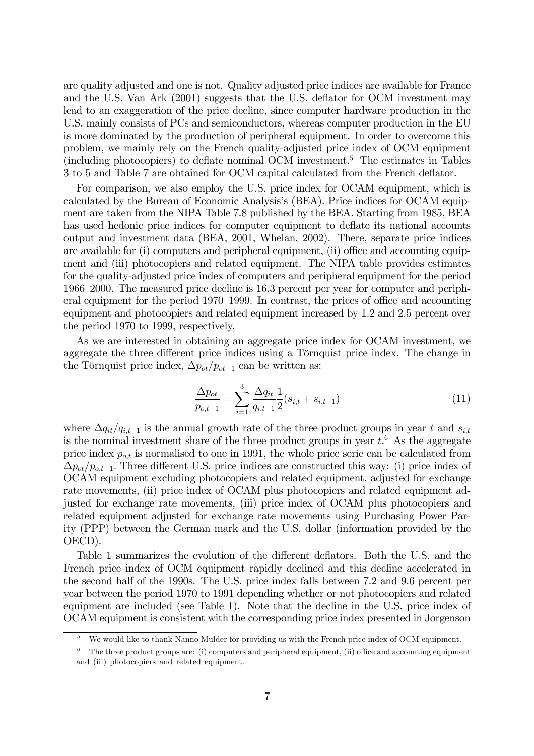are quality adjusted and one is not. Quality adjusted price indices are available for France and the U.S. Van Ark (2001) suggests that the U.S. deflator for OCM investment may lead to an exaggeration of the price decline, since computer hardware production in the U.S. mainly consists of PCs and semiconductors, whereas computer production in the EU is more dominated by the production of peripheral equipment. In order to overcome this problem, we mainly rely on the French quality-adjusted price index of OCM equipment (including photocopiers) to deflate nominal OCM investment.[5] The estimates in Tables 3 to 5 and Table 7 are obtained for OCM capital calculated from the French deflator.

For comparison, we also employ the U.S. price index for OCAM equipment, which is calculated by the Bureau of Economic Analysis's (BEA). Price indices for OCAM equipment are taken from the NIPA Table 7.8 published by the BEA. Starting from 1985, BEA has used hedonic price indices for computer equipment to deflate its national accounts output and investment data (BEA, 2001, Whelan, 2002). There, separate price indices are available for (i) computers and peripheral equipment, (ii) office and accounting equipment and (iii) photocopiers and related equipment. The NIPA table provides estimates for the quality-adjusted price index of computers and peripheral equipment for the period 1966–2000. The measured price decline is 16.3 percent per year for computer and peripheral equipment for the period 1970–1999. In contrast, the prices of office and accounting equipment and photocopiers and related equipment increased by 1.2 and 2.5 percent over the period 1970 to 1999, respectively.

As we are interested in obtaining an aggregate price index for OCAM investment, we aggregate the three different price indices using a Törnquist price index. The change in the Törnquist price index, $\Delta p_{ot}/p_{ot-1}$ can be written as:

$$\frac{\Delta p_{ot}}{p_{o,t-1}} = \sum_{i=1}^{3} \frac{\Delta q_{it}}{q_{i,t-1}} \frac{1}{2}(s_{i,t} + s_{i,t-1}) \tag{11}$$

where $\Delta q_{it}/q_{i,t-1}$ is the annual growth rate of the three product groups in year $t$ and $s_{i,t}$ is the nominal investment share of the three product groups in year $t$.[6] As the aggregate price index $p_{o,t}$ is normalised to one in 1991, the whole price serie can be calculated from $\Delta p_{ot}/p_{o,t-1}$. Three different U.S. price indices are constructed this way: (i) price index of OCAM equipment excluding photocopiers and related equipment, adjusted for exchange rate movements, (ii) price index of OCAM plus photocopiers and related equipment adjusted for exchange rate movements, (iii) price index of OCAM plus photocopiers and related equipment adjusted for exchange rate movements using Purchasing Power Parity (PPP) between the German mark and the U.S. dollar (information provided by the OECD).

Table 1 summarizes the evolution of the different deflators. Both the U.S. and the French price index of OCM equipment rapidly declined and this decline accelerated in the second half of the 1990s. The U.S. price index falls between 7.2 and 9.6 percent per year between the period 1970 to 1991 depending whether or not photocopiers and related equipment are included (see Table 1). Note that the decline in the U.S. price index of OCAM equipment is consistent with the corresponding price index presented in Jorgenson

---

[5] We would like to thank Nanno Mulder for providing us with the French price index of OCM equipment.

[6] The three product groups are: (i) computers and peripheral equipment, (ii) office and accounting equipment and (iii) photocopiers and related equipment.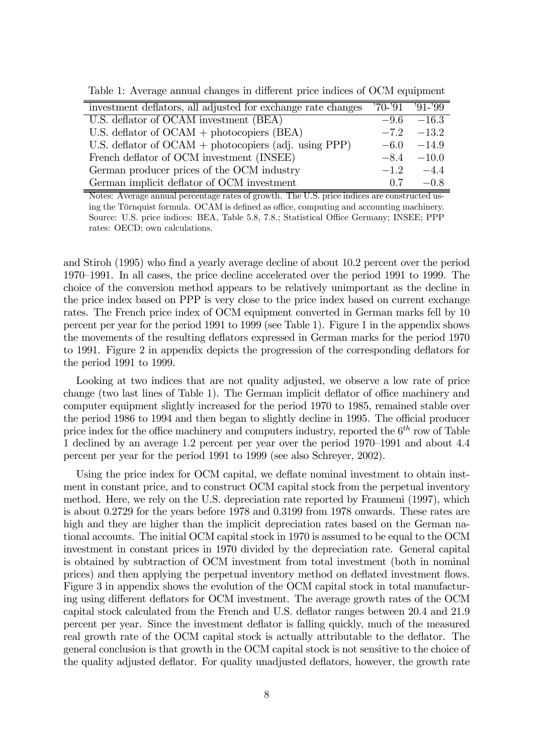Table 1: Average annual changes in different price indices of OCM equipment

| investment deflators, all adjusted for exchange rate changes | '70-'91 | '91-'99 |
|---|---|---|
| U.S. deflator of OCAM investment (BEA) | −9.6 | −16.3 |
| U.S. deflator of OCAM + photocopiers (BEA) | −7.2 | −13.2 |
| U.S. deflator of OCAM + photocopiers (adj. using PPP) | −6.0 | −14.9 |
| French deflator of OCM investment (INSEE) | −8.4 | −10.0 |
| German producer prices of the OCM industry | −1.2 | −4.4 |
| German implicit deflator of OCM investment | 0.7 | −0.8 |

Notes: Average annual percentage rates of growth. The U.S. price indices are constructed using the Törnquist formula. OCAM is defined as office, computing and accounting machinery. Source: U.S. price indices: BEA, Table 5.8, 7.8.; Statistical Office Germany; INSEE; PPP rates: OECD; own calculations.

and Stiroh (1995) who find a yearly average decline of about 10.2 percent over the period 1970–1991. In all cases, the price decline accelerated over the period 1991 to 1999. The choice of the conversion method appears to be relatively unimportant as the decline in the price index based on PPP is very close to the price index based on current exchange rates. The French price index of OCM equipment converted in German marks fell by 10 percent per year for the period 1991 to 1999 (see Table 1). Figure 1 in the appendix shows the movements of the resulting deflators expressed in German marks for the period 1970 to 1991. Figure 2 in appendix depicts the progression of the corresponding deflators for the period 1991 to 1999.

Looking at two indices that are not quality adjusted, we observe a low rate of price change (two last lines of Table 1). The German implicit deflator of office machinery and computer equipment slightly increased for the period 1970 to 1985, remained stable over the period 1986 to 1994 and then began to slightly decline in 1995. The official producer price index for the office machinery and computers industry, reported the $6^{th}$ row of Table 1 declined by an average 1.2 percent per year over the period 1970–1991 and about 4.4 percent per year for the period 1991 to 1999 (see also Schreyer, 2002).

Using the price index for OCM capital, we deflate nominal investment to obtain instment in constant price, and to construct OCM capital stock from the perpetual inventory method. Here, we rely on the U.S. depreciation rate reported by Fraumeni (1997), which is about 0.2729 for the years before 1978 and 0.3199 from 1978 onwards. These rates are high and they are higher than the implicit depreciation rates based on the German national accounts. The initial OCM capital stock in 1970 is assumed to be equal to the OCM investment in constant prices in 1970 divided by the depreciation rate. General capital is obtained by subtraction of OCM investment from total investment (both in nominal prices) and then applying the perpetual inventory method on deflated investment flows. Figure 3 in appendix shows the evolution of the OCM capital stock in total manufacturing using different deflators for OCM investment. The average growth rates of the OCM capital stock calculated from the French and U.S. deflator ranges between 20.4 and 21.9 percent per year. Since the investment deflator is falling quickly, much of the measured real growth rate of the OCM capital stock is actually attributable to the deflator. The general conclusion is that growth in the OCM capital stock is not sensitive to the choice of the quality adjusted deflator. For quality unadjusted deflators, however, the growth rate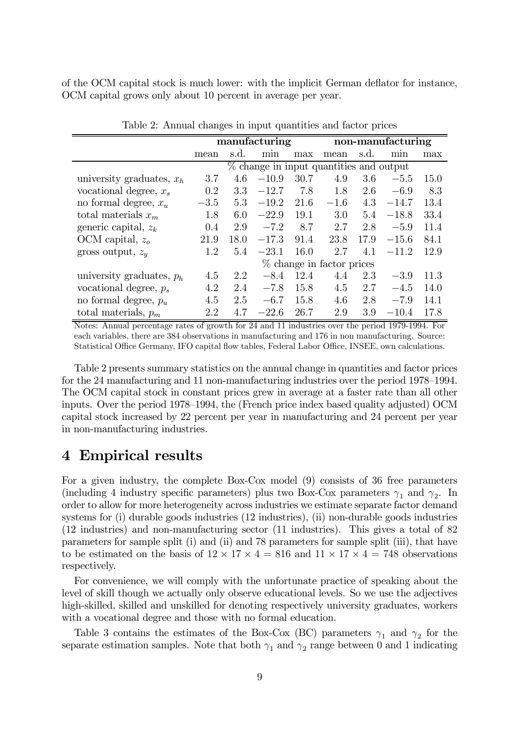of the OCM capital stock is much lower: with the implicit German deflator for instance, OCM capital grows only about 10 percent in average per year.

Table 2: Annual changes in input quantities and factor prices

| | manufacturing | | | | non-manufacturing | | | |
|---|---|---|---|---|---|---|---|---|
| | mean | s.d. | min | max | mean | s.d. | min | max |
| | % change in input quantities and output | | | | | | | |
| university graduates, $x_h$ | 3.7 | 4.6 | $-10.9$ | 30.7 | 4.9 | 3.6 | $-5.5$ | 15.0 |
| vocational degree, $x_s$ | 0.2 | 3.3 | $-12.7$ | 7.8 | 1.8 | 2.6 | $-6.9$ | 8.3 |
| no formal degree, $x_u$ | $-3.5$ | 5.3 | $-19.2$ | 21.6 | $-1.6$ | 4.3 | $-14.7$ | 13.4 |
| total materials $x_m$ | 1.8 | 6.0 | $-22.9$ | 19.1 | 3.0 | 5.4 | $-18.8$ | 33.4 |
| generic capital, $z_k$ | 0.4 | 2.9 | $-7.2$ | 8.7 | 2.7 | 2.8 | $-5.9$ | 11.4 |
| OCM capital, $z_o$ | 21.9 | 18.0 | $-17.3$ | 91.4 | 23.8 | 17.9 | $-15.6$ | 84.1 |
| gross output, $z_y$ | 1.2 | 5.4 | $-23.1$ | 16.0 | 2.7 | 4.1 | $-11.2$ | 12.9 |
| | % change in factor prices | | | | | | | |
| university graduates, $p_h$ | 4.5 | 2.2 | $-8.4$ | 12.4 | 4.4 | 2.3 | $-3.9$ | 11.3 |
| vocational degree, $p_s$ | 4.2 | 2.4 | $-7.8$ | 15.8 | 4.5 | 2.7 | $-4.5$ | 14.0 |
| no formal degree, $p_u$ | 4.5 | 2.5 | $-6.7$ | 15.8 | 4.6 | 2.8 | $-7.9$ | 14.1 |
| total materials, $p_m$ | 2.2 | 4.7 | $-22.6$ | 26.7 | 2.9 | 3.9 | $-10.4$ | 17.8 |

Notes: Annual percentage rates of growth for 24 and 11 industries over the period 1979-1994. For each variables, there are 384 observations in manufacturing and 176 in non manufacturing. Source: Statistical Office Germany, IFO capital flow tables, Federal Labor Office, INSEE, own calculations.

Table 2 presents summary statistics on the annual change in quantities and factor prices for the 24 manufacturing and 11 non-manufacturing industries over the period 1978–1994. The OCM capital stock in constant prices grew in average at a faster rate than all other inputs. Over the period 1978–1994, the (French price index based quality adjusted) OCM capital stock increased by 22 percent per year in manufacturing and 24 percent per year in non-manufacturing industries.

# 4 Empirical results

For a given industry, the complete Box-Cox model (9) consists of 36 free parameters (including 4 industry specific parameters) plus two Box-Cox parameters $\gamma_1$ and $\gamma_2$. In order to allow for more heterogeneity across industries we estimate separate factor demand systems for (i) durable goods industries (12 industries), (ii) non-durable goods industries (12 industries) and non-manufacturing sector (11 industries). This gives a total of 82 parameters for sample split (i) and (ii) and 78 parameters for sample split (iii), that have to be estimated on the basis of $12 \times 17 \times 4 = 816$ and $11 \times 17 \times 4 = 748$ observations respectively.

For convenience, we will comply with the unfortunate practice of speaking about the level of skill though we actually only observe educational levels. So we use the adjectives high-skilled, skilled and unskilled for denoting respectively university graduates, workers with a vocational degree and those with no formal education.

Table 3 contains the estimates of the Box-Cox (BC) parameters $\gamma_1$ and $\gamma_2$ for the separate estimation samples. Note that both $\gamma_1$ and $\gamma_2$ range between 0 and 1 indicating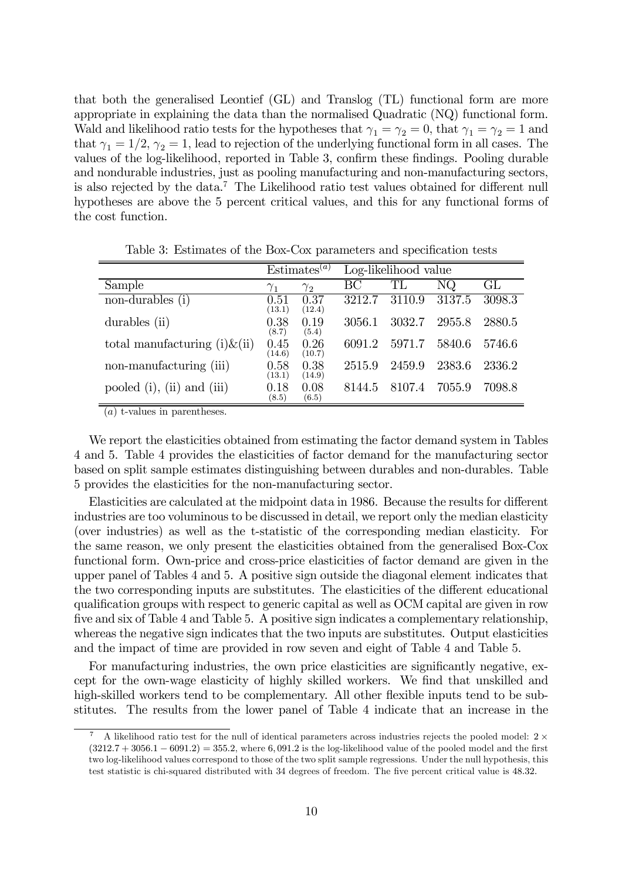that both the generalised Leontief (GL) and Translog (TL) functional form are more appropriate in explaining the data than the normalised Quadratic (NQ) functional form. Wald and likelihood ratio tests for the hypotheses that $\gamma_1 = \gamma_2 = 0$, that $\gamma_1 = \gamma_2 = 1$ and that $\gamma_1 = 1/2$, $\gamma_2 = 1$, lead to rejection of the underlying functional form in all cases. The values of the log-likelihood, reported in Table 3, confirm these findings. Pooling durable and nondurable industries, just as pooling manufacturing and non-manufacturing sectors, is also rejected by the data.[7] The Likelihood ratio test values obtained for different null hypotheses are above the 5 percent critical values, and this for any functional forms of the cost function.

Table 3: Estimates of the Box-Cox parameters and specification tests

| | Estimates$^{(a)}$ | | Log-likelihood value | | | |
|---|---|---|---|---|---|---|
| Sample | $\gamma_1$ | $\gamma_2$ | BC | TL | NQ | GL |
| non-durables (i) | 0.51 (13.1) | 0.37 (12.4) | 3212.7 | 3110.9 | 3137.5 | 3098.3 |
| durables (ii) | 0.38 (8.7) | 0.19 (5.4) | 3056.1 | 3032.7 | 2955.8 | 2880.5 |
| total manufacturing (i)&(ii) | 0.45 (14.6) | 0.26 (10.7) | 6091.2 | 5971.7 | 5840.6 | 5746.6 |
| non-manufacturing (iii) | 0.58 (13.1) | 0.38 (14.9) | 2515.9 | 2459.9 | 2383.6 | 2336.2 |
| pooled (i), (ii) and (iii) | 0.18 (8.5) | 0.08 (6.5) | 8144.5 | 8107.4 | 7055.9 | 7098.8 |

$(a)$ t-values in parentheses.

We report the elasticities obtained from estimating the factor demand system in Tables 4 and 5. Table 4 provides the elasticities of factor demand for the manufacturing sector based on split sample estimates distinguishing between durables and non-durables. Table 5 provides the elasticities for the non-manufacturing sector.

Elasticities are calculated at the midpoint data in 1986. Because the results for different industries are too voluminous to be discussed in detail, we report only the median elasticity (over industries) as well as the t-statistic of the corresponding median elasticity. For the same reason, we only present the elasticities obtained from the generalised Box-Cox functional form. Own-price and cross-price elasticities of factor demand are given in the upper panel of Tables 4 and 5. A positive sign outside the diagonal element indicates that the two corresponding inputs are substitutes. The elasticities of the different educational qualification groups with respect to generic capital as well as OCM capital are given in row five and six of Table 4 and Table 5. A positive sign indicates a complementary relationship, whereas the negative sign indicates that the two inputs are substitutes. Output elasticities and the impact of time are provided in row seven and eight of Table 4 and Table 5.

For manufacturing industries, the own price elasticities are significantly negative, except for the own-wage elasticity of highly skilled workers. We find that unskilled and high-skilled workers tend to be complementary. All other flexible inputs tend to be substitutes. The results from the lower panel of Table 4 indicate that an increase in the

[7] A likelihood ratio test for the null of identical parameters across industries rejects the pooled model: $2 \times (3212.7 + 3056.1 - 6091.2) = 355.2$, where $6,091.2$ is the log-likelihood value of the pooled model and the first two log-likelihood values correspond to those of the two split sample regressions. Under the null hypothesis, this test statistic is chi-squared distributed with 34 degrees of freedom. The five percent critical value is 48.32.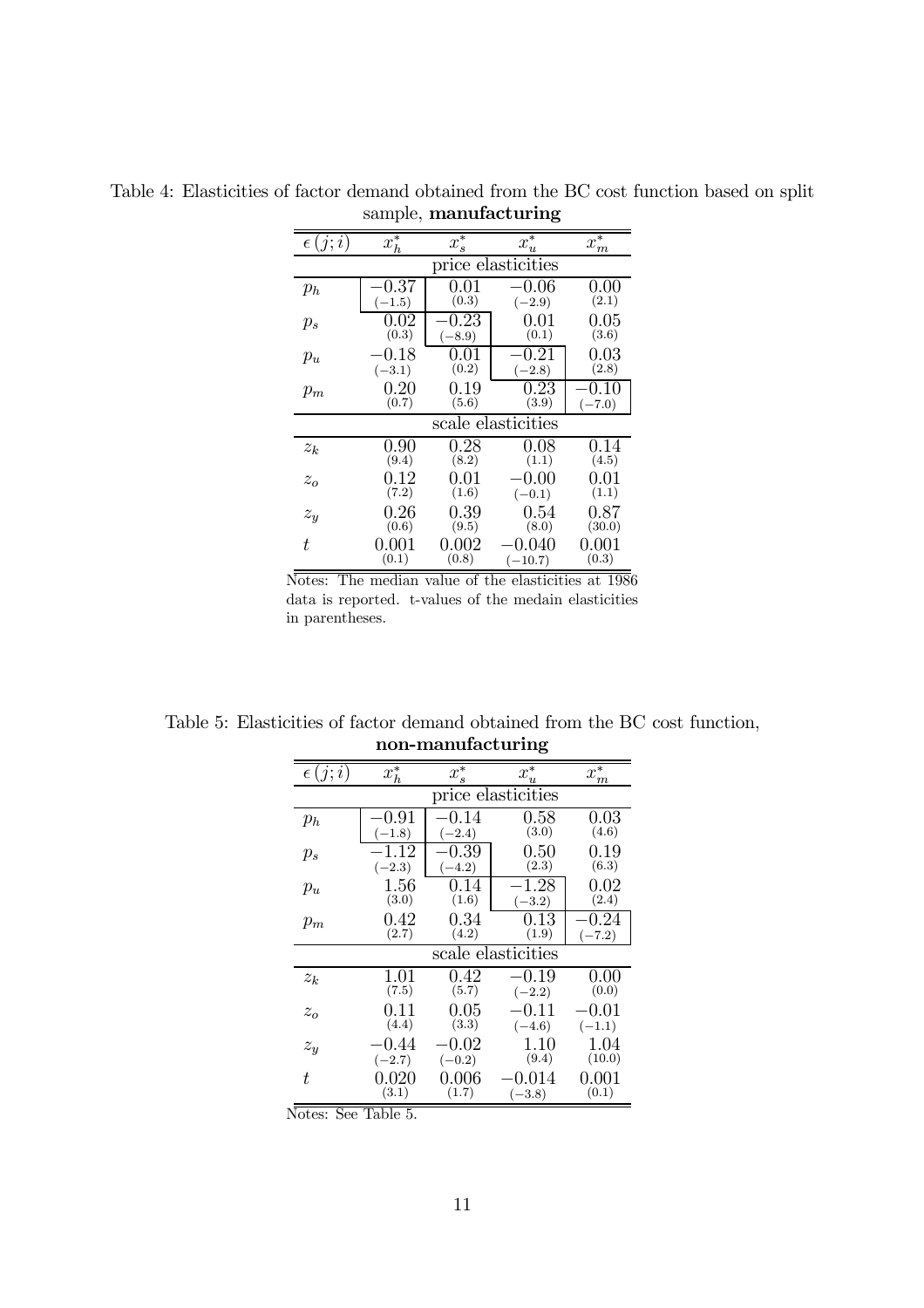Table 4: Elasticities of factor demand obtained from the BC cost function based on split sample, **manufacturing**

| $\epsilon(j;i)$ | $x_h^*$ | $x_s^*$ | $x_u^*$ | $x_m^*$ |
|---|---|---|---|---|
| | price elasticities | | | |
| $p_h$ | $-0.37$ $(-1.5)$ | $0.01$ $(0.3)$ | $-0.06$ $(-2.9)$ | $0.00$ $(2.1)$ |
| $p_s$ | $0.02$ $(0.3)$ | $-0.23$ $(-8.9)$ | $0.01$ $(0.1)$ | $0.05$ $(3.6)$ |
| $p_u$ | $-0.18$ $(-3.1)$ | $0.01$ $(0.2)$ | $-0.21$ $(-2.8)$ | $0.03$ $(2.8)$ |
| $p_m$ | $0.20$ $(0.7)$ | $0.19$ $(5.6)$ | $0.23$ $(3.9)$ | $-0.10$ $(-7.0)$ |
| | scale elasticities | | | |
| $z_k$ | $0.90$ $(9.4)$ | $0.28$ $(8.2)$ | $0.08$ $(1.1)$ | $0.14$ $(4.5)$ |
| $z_o$ | $0.12$ $(7.2)$ | $0.01$ $(1.6)$ | $-0.00$ $(-0.1)$ | $0.01$ $(1.1)$ |
| $z_y$ | $0.26$ $(0.6)$ | $0.39$ $(9.5)$ | $0.54$ $(8.0)$ | $0.87$ $(30.0)$ |
| $t$ | $0.001$ $(0.1)$ | $0.002$ $(0.8)$ | $-0.040$ $(-10.7)$ | $0.001$ $(0.3)$ |

Notes: The median value of the elasticities at 1986 data is reported. t-values of the medain elasticities in parentheses.

Table 5: Elasticities of factor demand obtained from the BC cost function, **non-manufacturing**

| $\epsilon(j;i)$ | $x_h^*$ | $x_s^*$ | $x_u^*$ | $x_m^*$ |
|---|---|---|---|---|
| | price elasticities | | | |
| $p_h$ | $-0.91$ $(-1.8)$ | $-0.14$ $(-2.4)$ | $0.58$ $(3.0)$ | $0.03$ $(4.6)$ |
| $p_s$ | $-1.12$ $(-2.3)$ | $-0.39$ $(-4.2)$ | $0.50$ $(2.3)$ | $0.19$ $(6.3)$ |
| $p_u$ | $1.56$ $(3.0)$ | $0.14$ $(1.6)$ | $-1.28$ $(-3.2)$ | $0.02$ $(2.4)$ |
| $p_m$ | $0.42$ $(2.7)$ | $0.34$ $(4.2)$ | $0.13$ $(1.9)$ | $-0.24$ $(-7.2)$ |
| | scale elasticities | | | |
| $z_k$ | $1.01$ $(7.5)$ | $0.42$ $(5.7)$ | $-0.19$ $(-2.2)$ | $0.00$ $(0.0)$ |
| $z_o$ | $0.11$ $(4.4)$ | $0.05$ $(3.3)$ | $-0.11$ $(-4.6)$ | $-0.01$ $(-1.1)$ |
| $z_y$ | $-0.44$ $(-2.7)$ | $-0.02$ $(-0.2)$ | $1.10$ $(9.4)$ | $1.04$ $(10.0)$ |
| $t$ | $0.020$ $(3.1)$ | $0.006$ $(1.7)$ | $-0.014$ $(-3.8)$ | $0.001$ $(0.1)$ |

Notes: See Table 5.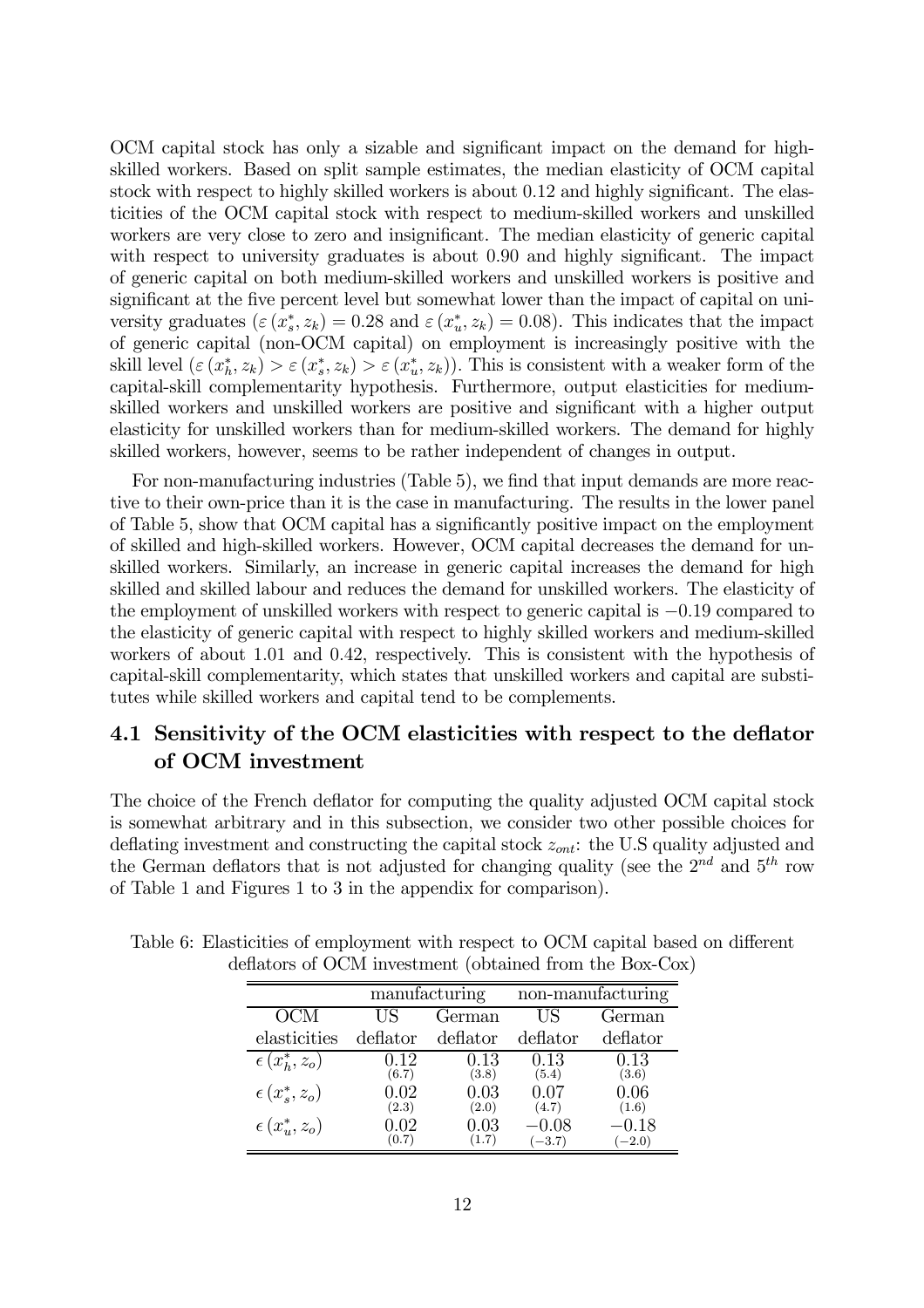OCM capital stock has only a sizable and significant impact on the demand for high-skilled workers. Based on split sample estimates, the median elasticity of OCM capital stock with respect to highly skilled workers is about 0.12 and highly significant. The elasticities of the OCM capital stock with respect to medium-skilled workers and unskilled workers are very close to zero and insignificant. The median elasticity of generic capital with respect to university graduates is about 0.90 and highly significant. The impact of generic capital on both medium-skilled workers and unskilled workers is positive and significant at the five percent level but somewhat lower than the impact of capital on university graduates ($\varepsilon(x_s^*, z_k) = 0.28$ and $\varepsilon(x_u^*, z_k) = 0.08$). This indicates that the impact of generic capital (non-OCM capital) on employment is increasingly positive with the skill level ($\varepsilon(x_h^*, z_k) > \varepsilon(x_s^*, z_k) > \varepsilon(x_u^*, z_k)$). This is consistent with a weaker form of the capital-skill complementarity hypothesis. Furthermore, output elasticities for medium-skilled workers and unskilled workers are positive and significant with a higher output elasticity for unskilled workers than for medium-skilled workers. The demand for highly skilled workers, however, seems to be rather independent of changes in output.

For non-manufacturing industries (Table 5), we find that input demands are more reactive to their own-price than it is the case in manufacturing. The results in the lower panel of Table 5, show that OCM capital has a significantly positive impact on the employment of skilled and high-skilled workers. However, OCM capital decreases the demand for unskilled workers. Similarly, an increase in generic capital increases the demand for high skilled and skilled labour and reduces the demand for unskilled workers. The elasticity of the employment of unskilled workers with respect to generic capital is $-0.19$ compared to the elasticity of generic capital with respect to highly skilled workers and medium-skilled workers of about 1.01 and 0.42, respectively. This is consistent with the hypothesis of capital-skill complementarity, which states that unskilled workers and capital are substitutes while skilled workers and capital tend to be complements.

## 4.1 Sensitivity of the OCM elasticities with respect to the deflator of OCM investment

The choice of the French deflator for computing the quality adjusted OCM capital stock is somewhat arbitrary and in this subsection, we consider two other possible choices for deflating investment and constructing the capital stock $z_{ont}$: the U.S quality adjusted and the German deflators that is not adjusted for changing quality (see the $2^{nd}$ and $5^{th}$ row of Table 1 and Figures 1 to 3 in the appendix for comparison).

Table 6: Elasticities of employment with respect to OCM capital based on different deflators of OCM investment (obtained from the Box-Cox)

| | manufacturing | | non-manufacturing | |
|---|---|---|---|---|
| OCM elasticities | US deflator | German deflator | US deflator | German deflator |
| $\epsilon(x_h^*, z_o)$ | 0.12 (6.7) | 0.13 (3.8) | 0.13 (5.4) | 0.13 (3.6) |
| $\epsilon(x_s^*, z_o)$ | 0.02 (2.3) | 0.03 (2.0) | 0.07 (4.7) | 0.06 (1.6) |
| $\epsilon(x_u^*, z_o)$ | 0.02 (0.7) | 0.03 (1.7) | $-0.08$ ($-3.7$) | $-0.18$ ($-2.0$) |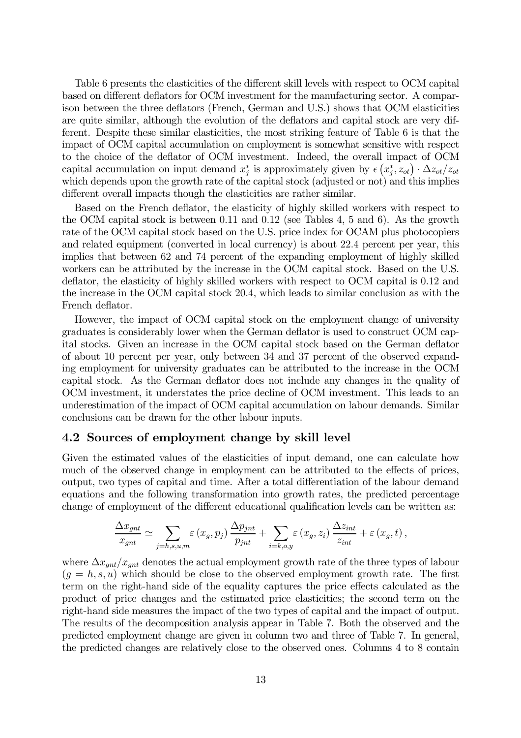Table 6 presents the elasticities of the different skill levels with respect to OCM capital based on different deflators for OCM investment for the manufacturing sector. A comparison between the three deflators (French, German and U.S.) shows that OCM elasticities are quite similar, although the evolution of the deflators and capital stock are very different. Despite these similar elasticities, the most striking feature of Table 6 is that the impact of OCM capital accumulation on employment is somewhat sensitive with respect to the choice of the deflator of OCM investment. Indeed, the overall impact of OCM capital accumulation on input demand $x_j^*$ is approximately given by $\epsilon\left(x_j^*, z_{ot}\right) \cdot \Delta z_{ot}/z_{ot}$ which depends upon the growth rate of the capital stock (adjusted or not) and this implies different overall impacts though the elasticities are rather similar.

Based on the French deflator, the elasticity of highly skilled workers with respect to the OCM capital stock is between 0.11 and 0.12 (see Tables 4, 5 and 6). As the growth rate of the OCM capital stock based on the U.S. price index for OCAM plus photocopiers and related equipment (converted in local currency) is about 22.4 percent per year, this implies that between 62 and 74 percent of the expanding employment of highly skilled workers can be attributed by the increase in the OCM capital stock. Based on the U.S. deflator, the elasticity of highly skilled workers with respect to OCM capital is 0.12 and the increase in the OCM capital stock 20.4, which leads to similar conclusion as with the French deflator.

However, the impact of OCM capital stock on the employment change of university graduates is considerably lower when the German deflator is used to construct OCM capital stocks. Given an increase in the OCM capital stock based on the German deflator of about 10 percent per year, only between 34 and 37 percent of the observed expanding employment for university graduates can be attributed to the increase in the OCM capital stock. As the German deflator does not include any changes in the quality of OCM investment, it understates the price decline of OCM investment. This leads to an underestimation of the impact of OCM capital accumulation on labour demands. Similar conclusions can be drawn for the other labour inputs.

## 4.2 Sources of employment change by skill level

Given the estimated values of the elasticities of input demand, one can calculate how much of the observed change in employment can be attributed to the effects of prices, output, two types of capital and time. After a total differentiation of the labour demand equations and the following transformation into growth rates, the predicted percentage change of employment of the different educational qualification levels can be written as:

$$\frac{\Delta x_{gnt}}{x_{gnt}} \simeq \sum_{j=h,s,u,m} \varepsilon\left(x_g, p_j\right) \frac{\Delta p_{jnt}}{p_{jnt}} + \sum_{i=k,o,y} \varepsilon\left(x_g, z_i\right) \frac{\Delta z_{int}}{z_{int}} + \varepsilon\left(x_g, t\right),$$

where $\Delta x_{gnt}/x_{gnt}$ denotes the actual employment growth rate of the three types of labour $(g = h, s, u)$ which should be close to the observed employment growth rate. The first term on the right-hand side of the equality captures the price effects calculated as the product of price changes and the estimated price elasticities; the second term on the right-hand side measures the impact of the two types of capital and the impact of output. The results of the decomposition analysis appear in Table 7. Both the observed and the predicted employment change are given in column two and three of Table 7. In general, the predicted changes are relatively close to the observed ones. Columns 4 to 8 contain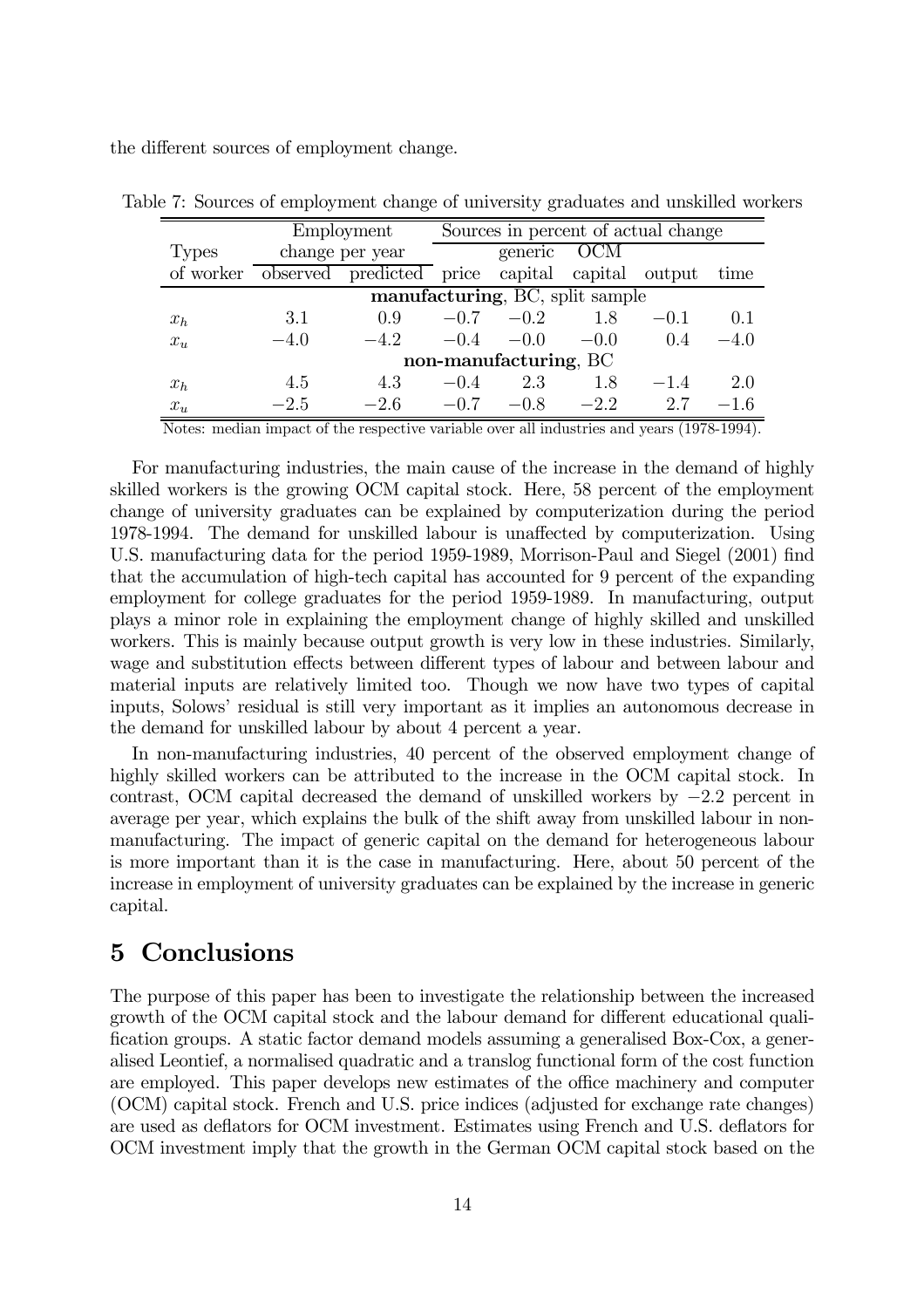the different sources of employment change.

Table 7: Sources of employment change of university graduates and unskilled workers

| Types | Employment change per year | | Sources in percent of actual change | | | | |
|---|---|---|---|---|---|---|---|
| of worker | observed | predicted | price | generic capital | OCM capital | output | time |
| | | | **manufacturing**, BC, split sample | | | | |
| $x_h$ | 3.1 | 0.9 | −0.7 | −0.2 | 1.8 | −0.1 | 0.1 |
| $x_u$ | −4.0 | −4.2 | −0.4 | −0.0 | −0.0 | 0.4 | −4.0 |
| | | | **non-manufacturing**, BC | | | | |
| $x_h$ | 4.5 | 4.3 | −0.4 | 2.3 | 1.8 | −1.4 | 2.0 |
| $x_u$ | −2.5 | −2.6 | −0.7 | −0.8 | −2.2 | 2.7 | −1.6 |

Notes: median impact of the respective variable over all industries and years (1978-1994).

For manufacturing industries, the main cause of the increase in the demand of highly skilled workers is the growing OCM capital stock. Here, 58 percent of the employment change of university graduates can be explained by computerization during the period 1978-1994. The demand for unskilled labour is unaffected by computerization. Using U.S. manufacturing data for the period 1959-1989, Morrison-Paul and Siegel (2001) find that the accumulation of high-tech capital has accounted for 9 percent of the expanding employment for college graduates for the period 1959-1989. In manufacturing, output plays a minor role in explaining the employment change of highly skilled and unskilled workers. This is mainly because output growth is very low in these industries. Similarly, wage and substitution effects between different types of labour and between labour and material inputs are relatively limited too. Though we now have two types of capital inputs, Solows' residual is still very important as it implies an autonomous decrease in the demand for unskilled labour by about 4 percent a year.

In non-manufacturing industries, 40 percent of the observed employment change of highly skilled workers can be attributed to the increase in the OCM capital stock. In contrast, OCM capital decreased the demand of unskilled workers by −2.2 percent in average per year, which explains the bulk of the shift away from unskilled labour in non-manufacturing. The impact of generic capital on the demand for heterogeneous labour is more important than it is the case in manufacturing. Here, about 50 percent of the increase in employment of university graduates can be explained by the increase in generic capital.

# 5 Conclusions

The purpose of this paper has been to investigate the relationship between the increased growth of the OCM capital stock and the labour demand for different educational qualification groups. A static factor demand models assuming a generalised Box-Cox, a generalised Leontief, a normalised quadratic and a translog functional form of the cost function are employed. This paper develops new estimates of the office machinery and computer (OCM) capital stock. French and U.S. price indices (adjusted for exchange rate changes) are used as deflators for OCM investment. Estimates using French and U.S. deflators for OCM investment imply that the growth in the German OCM capital stock based on the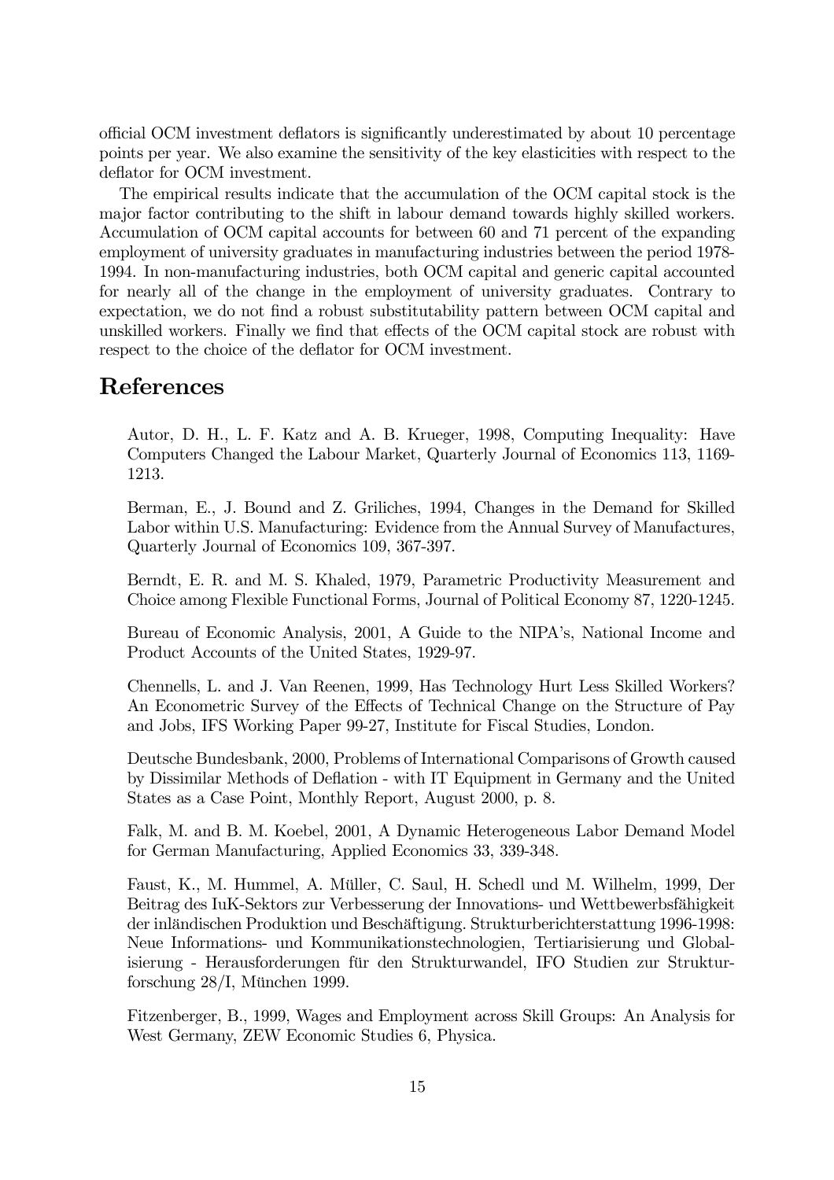official OCM investment deflators is significantly underestimated by about 10 percentage points per year. We also examine the sensitivity of the key elasticities with respect to the deflator for OCM investment.

The empirical results indicate that the accumulation of the OCM capital stock is the major factor contributing to the shift in labour demand towards highly skilled workers. Accumulation of OCM capital accounts for between 60 and 71 percent of the expanding employment of university graduates in manufacturing industries between the period 1978-1994. In non-manufacturing industries, both OCM capital and generic capital accounted for nearly all of the change in the employment of university graduates. Contrary to expectation, we do not find a robust substitutability pattern between OCM capital and unskilled workers. Finally we find that effects of the OCM capital stock are robust with respect to the choice of the deflator for OCM investment.

# References

Autor, D. H., L. F. Katz and A. B. Krueger, 1998, Computing Inequality: Have Computers Changed the Labour Market, Quarterly Journal of Economics 113, 1169-1213.

Berman, E., J. Bound and Z. Griliches, 1994, Changes in the Demand for Skilled Labor within U.S. Manufacturing: Evidence from the Annual Survey of Manufactures, Quarterly Journal of Economics 109, 367-397.

Berndt, E. R. and M. S. Khaled, 1979, Parametric Productivity Measurement and Choice among Flexible Functional Forms, Journal of Political Economy 87, 1220-1245.

Bureau of Economic Analysis, 2001, A Guide to the NIPA's, National Income and Product Accounts of the United States, 1929-97.

Chennells, L. and J. Van Reenen, 1999, Has Technology Hurt Less Skilled Workers? An Econometric Survey of the Effects of Technical Change on the Structure of Pay and Jobs, IFS Working Paper 99-27, Institute for Fiscal Studies, London.

Deutsche Bundesbank, 2000, Problems of International Comparisons of Growth caused by Dissimilar Methods of Deflation - with IT Equipment in Germany and the United States as a Case Point, Monthly Report, August 2000, p. 8.

Falk, M. and B. M. Koebel, 2001, A Dynamic Heterogeneous Labor Demand Model for German Manufacturing, Applied Economics 33, 339-348.

Faust, K., M. Hummel, A. Müller, C. Saul, H. Schedl und M. Wilhelm, 1999, Der Beitrag des IuK-Sektors zur Verbesserung der Innovations- und Wettbewerbsfähigkeit der inländischen Produktion und Beschäftigung. Strukturberichterstattung 1996-1998: Neue Informations- und Kommunikationstechnologien, Tertiarisierung und Globalisierung - Herausforderungen für den Strukturwandel, IFO Studien zur Strukturforschung 28/I, München 1999.

Fitzenberger, B., 1999, Wages and Employment across Skill Groups: An Analysis for West Germany, ZEW Economic Studies 6, Physica.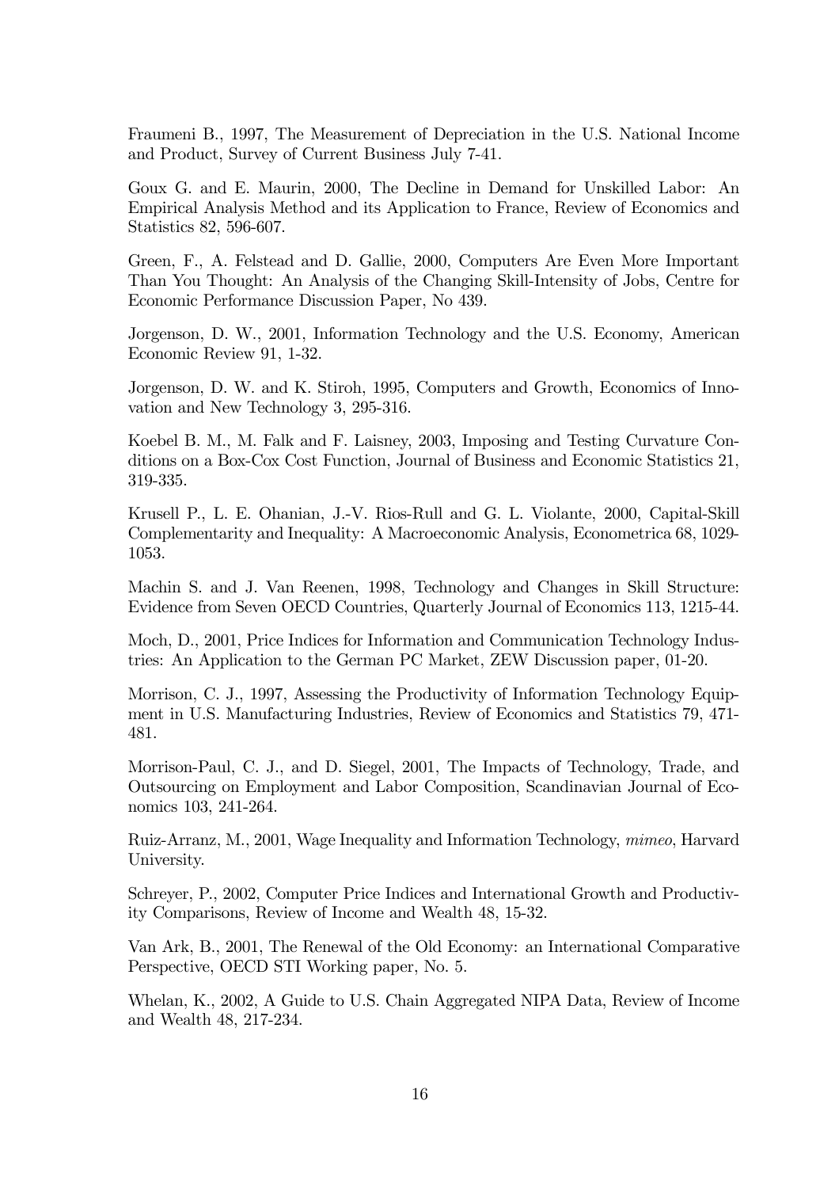Fraumeni B., 1997, The Measurement of Depreciation in the U.S. National Income and Product, Survey of Current Business July 7-41.

Goux G. and E. Maurin, 2000, The Decline in Demand for Unskilled Labor: An Empirical Analysis Method and its Application to France, Review of Economics and Statistics 82, 596-607.

Green, F., A. Felstead and D. Gallie, 2000, Computers Are Even More Important Than You Thought: An Analysis of the Changing Skill-Intensity of Jobs, Centre for Economic Performance Discussion Paper, No 439.

Jorgenson, D. W., 2001, Information Technology and the U.S. Economy, American Economic Review 91, 1-32.

Jorgenson, D. W. and K. Stiroh, 1995, Computers and Growth, Economics of Innovation and New Technology 3, 295-316.

Koebel B. M., M. Falk and F. Laisney, 2003, Imposing and Testing Curvature Conditions on a Box-Cox Cost Function, Journal of Business and Economic Statistics 21, 319-335.

Krusell P., L. E. Ohanian, J.-V. Rios-Rull and G. L. Violante, 2000, Capital-Skill Complementarity and Inequality: A Macroeconomic Analysis, Econometrica 68, 1029-1053.

Machin S. and J. Van Reenen, 1998, Technology and Changes in Skill Structure: Evidence from Seven OECD Countries, Quarterly Journal of Economics 113, 1215-44.

Moch, D., 2001, Price Indices for Information and Communication Technology Industries: An Application to the German PC Market, ZEW Discussion paper, 01-20.

Morrison, C. J., 1997, Assessing the Productivity of Information Technology Equipment in U.S. Manufacturing Industries, Review of Economics and Statistics 79, 471-481.

Morrison-Paul, C. J., and D. Siegel, 2001, The Impacts of Technology, Trade, and Outsourcing on Employment and Labor Composition, Scandinavian Journal of Economics 103, 241-264.

Ruiz-Arranz, M., 2001, Wage Inequality and Information Technology, *mimeo*, Harvard University.

Schreyer, P., 2002, Computer Price Indices and International Growth and Productivity Comparisons, Review of Income and Wealth 48, 15-32.

Van Ark, B., 2001, The Renewal of the Old Economy: an International Comparative Perspective, OECD STI Working paper, No. 5.

Whelan, K., 2002, A Guide to U.S. Chain Aggregated NIPA Data, Review of Income and Wealth 48, 217-234.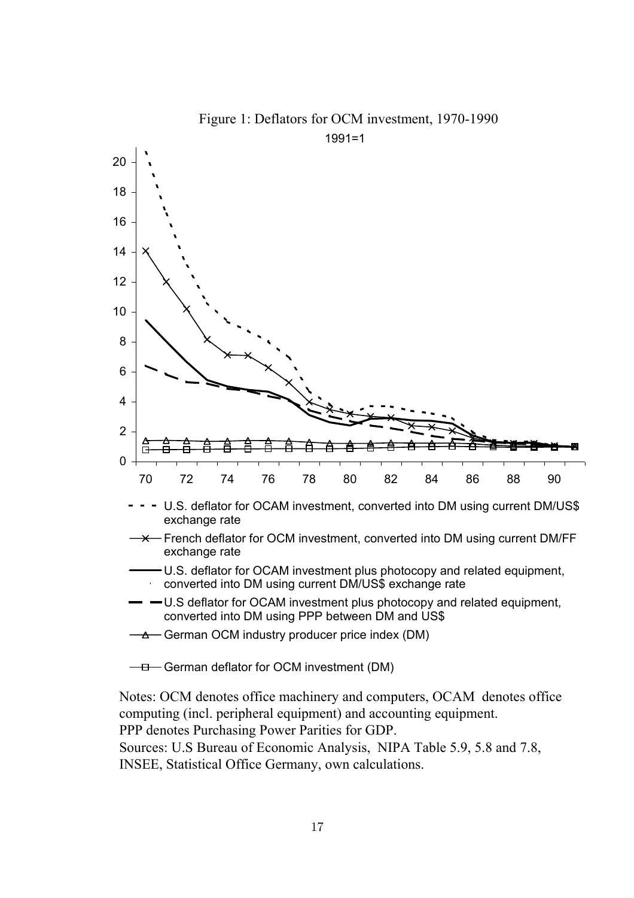Figure 1: Deflators for OCM investment, 1970-1990

1991=1

- U.S. deflator for OCAM investment, converted into DM using current DM/US$ exchange rate
- French deflator for OCM investment, converted into DM using current DM/FF exchange rate
- U.S. deflator for OCAM investment plus photocopy and related equipment, converted into DM using current DM/US$ exchange rate
- U.S deflator for OCAM investment plus photocopy and related equipment, converted into DM using PPP between DM and US$
- German OCM industry producer price index (DM)
- German deflator for OCM investment (DM)

Notes: OCM denotes office machinery and computers, OCAM denotes office computing (incl. peripheral equipment) and accounting equipment.
PPP denotes Purchasing Power Parities for GDP.
Sources: U.S Bureau of Economic Analysis, NIPA Table 5.9, 5.8 and 7.8, INSEE, Statistical Office Germany, own calculations.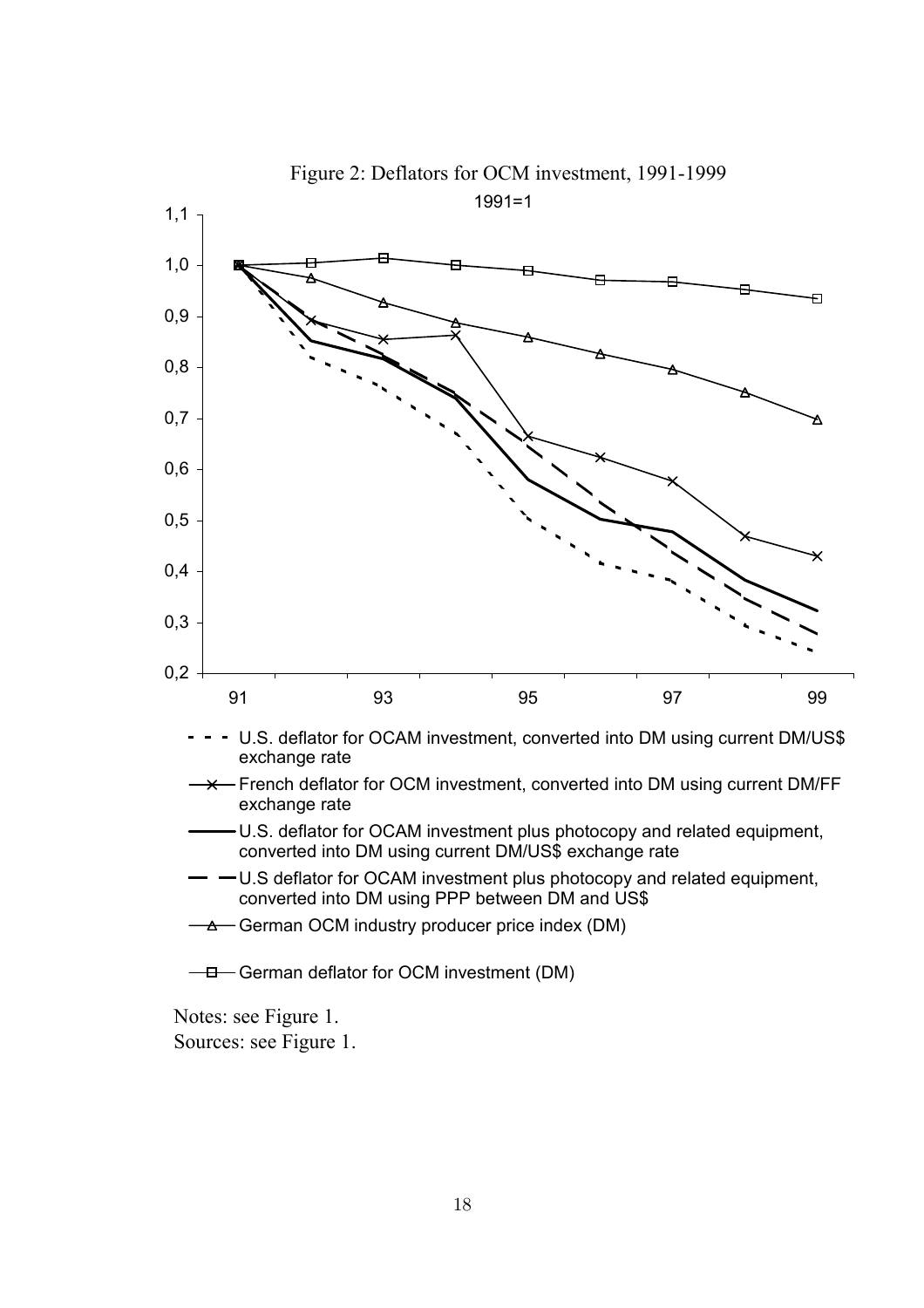Figure 2: Deflators for OCM investment, 1991-1999

1991=1

- - - U.S. deflator for OCAM investment, converted into DM using current DM/US$ exchange rate

—×— French deflator for OCM investment, converted into DM using current DM/FF exchange rate

—— U.S. deflator for OCAM investment plus photocopy and related equipment, converted into DM using current DM/US$ exchange rate

— — U.S deflator for OCAM investment plus photocopy and related equipment, converted into DM using PPP between DM and US$

—△— German OCM industry producer price index (DM)

—□— German deflator for OCM investment (DM)

Notes: see Figure 1.
Sources: see Figure 1.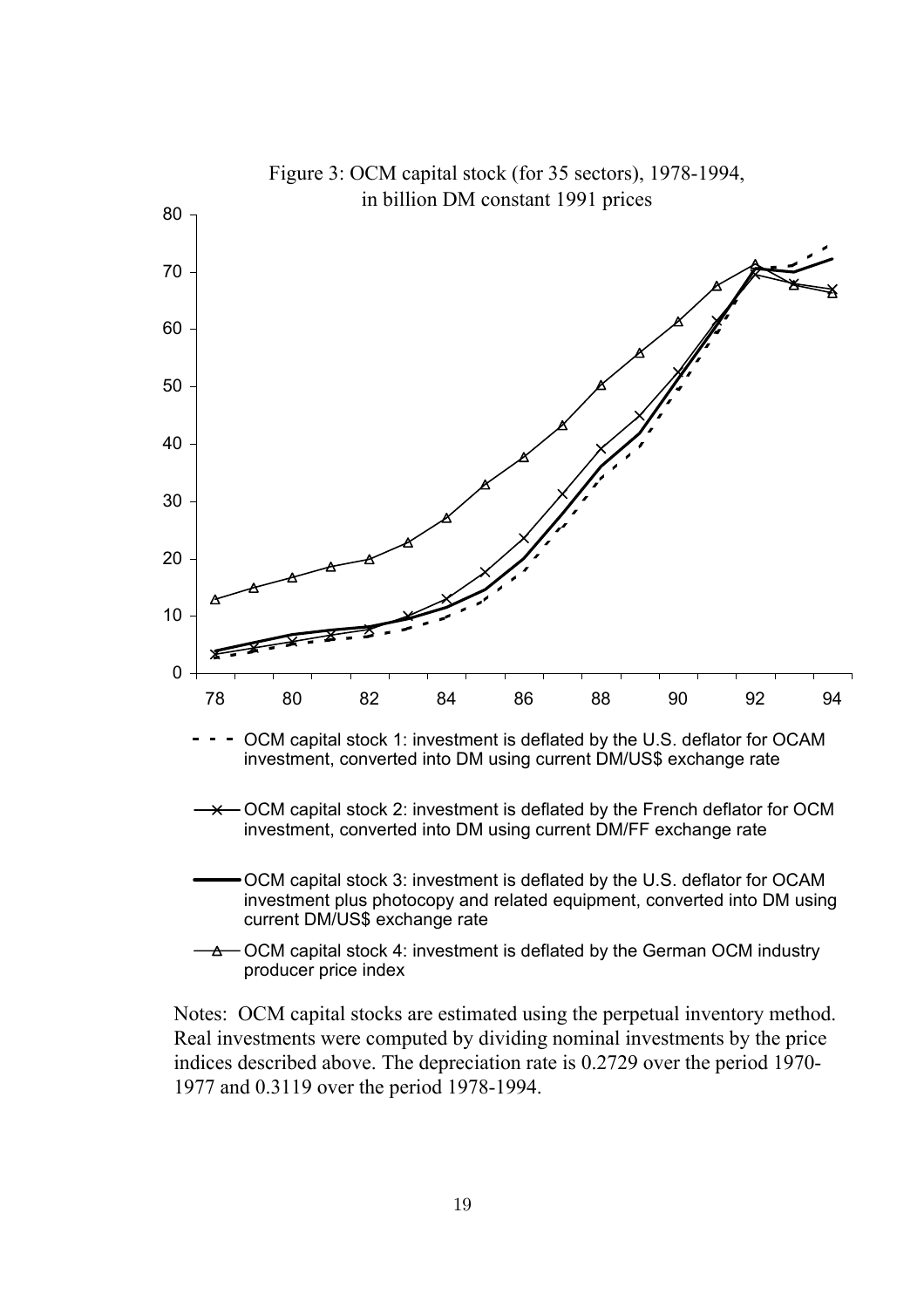Figure 3: OCM capital stock (for 35 sectors), 1978-1994, in billion DM constant 1991 prices

- - - OCM capital stock 1: investment is deflated by the U.S. deflator for OCAM investment, converted into DM using current DM/US$ exchange rate

—×— OCM capital stock 2: investment is deflated by the French deflator for OCM investment, converted into DM using current DM/FF exchange rate

—— OCM capital stock 3: investment is deflated by the U.S. deflator for OCAM investment plus photocopy and related equipment, converted into DM using current DM/US$ exchange rate

—△— OCM capital stock 4: investment is deflated by the German OCM industry producer price index

Notes: OCM capital stocks are estimated using the perpetual inventory method. Real investments were computed by dividing nominal investments by the price indices described above. The depreciation rate is 0.2729 over the period 1970-1977 and 0.3119 over the period 1978-1994.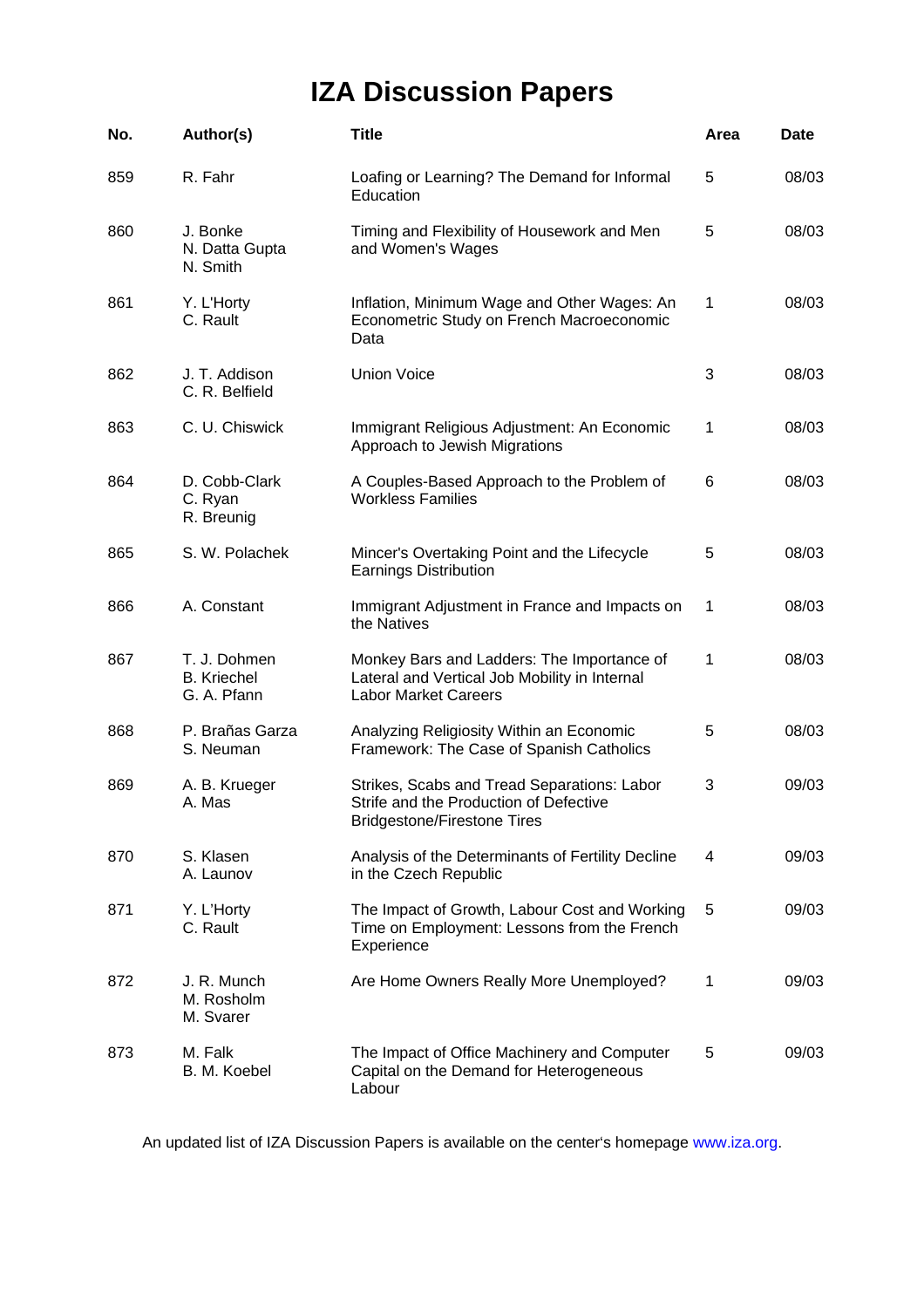# IZA Discussion Papers

| No. | Author(s) | Title | Area | Date |
|---|---|---|---|---|
| 859 | R. Fahr | Loafing or Learning? The Demand for Informal Education | 5 | 08/03 |
| 860 | J. Bonke<br>N. Datta Gupta<br>N. Smith | Timing and Flexibility of Housework and Men and Women's Wages | 5 | 08/03 |
| 861 | Y. L'Horty<br>C. Rault | Inflation, Minimum Wage and Other Wages: An Econometric Study on French Macroeconomic Data | 1 | 08/03 |
| 862 | J. T. Addison<br>C. R. Belfield | Union Voice | 3 | 08/03 |
| 863 | C. U. Chiswick | Immigrant Religious Adjustment: An Economic Approach to Jewish Migrations | 1 | 08/03 |
| 864 | D. Cobb-Clark<br>C. Ryan<br>R. Breunig | A Couples-Based Approach to the Problem of Workless Families | 6 | 08/03 |
| 865 | S. W. Polachek | Mincer's Overtaking Point and the Lifecycle Earnings Distribution | 5 | 08/03 |
| 866 | A. Constant | Immigrant Adjustment in France and Impacts on the Natives | 1 | 08/03 |
| 867 | T. J. Dohmen<br>B. Kriechel<br>G. A. Pfann | Monkey Bars and Ladders: The Importance of Lateral and Vertical Job Mobility in Internal Labor Market Careers | 1 | 08/03 |
| 868 | P. Brañas Garza<br>S. Neuman | Analyzing Religiosity Within an Economic Framework: The Case of Spanish Catholics | 5 | 08/03 |
| 869 | A. B. Krueger<br>A. Mas | Strikes, Scabs and Tread Separations: Labor Strife and the Production of Defective Bridgestone/Firestone Tires | 3 | 09/03 |
| 870 | S. Klasen<br>A. Launov | Analysis of the Determinants of Fertility Decline in the Czech Republic | 4 | 09/03 |
| 871 | Y. L'Horty<br>C. Rault | The Impact of Growth, Labour Cost and Working Time on Employment: Lessons from the French Experience | 5 | 09/03 |
| 872 | J. R. Munch<br>M. Rosholm<br>M. Svarer | Are Home Owners Really More Unemployed? | 1 | 09/03 |
| 873 | M. Falk<br>B. M. Koebel | The Impact of Office Machinery and Computer Capital on the Demand for Heterogeneous Labour | 5 | 09/03 |

An updated list of IZA Discussion Papers is available on the center's homepage www.iza.org.